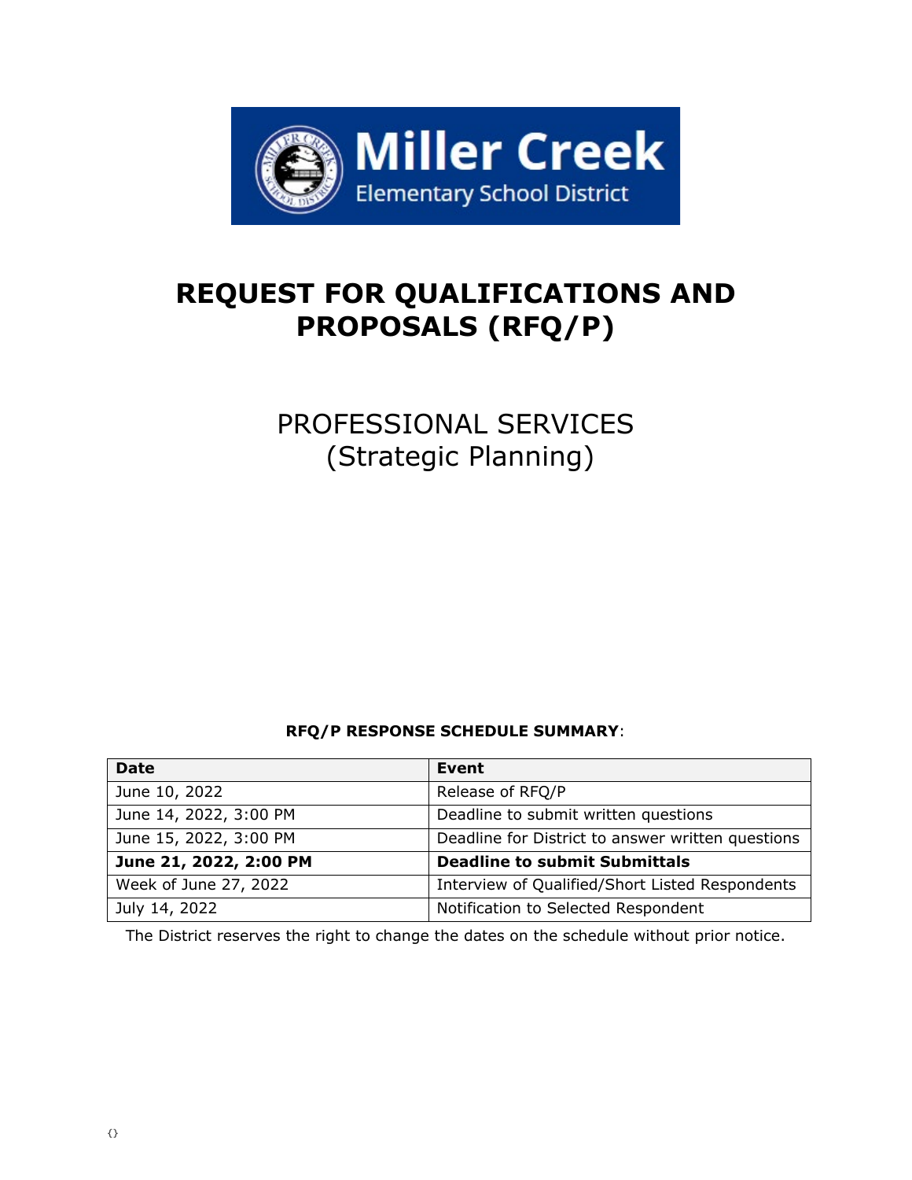Miller Creek
Elementary School District

# REQUEST FOR QUALIFICATIONS AND PROPOSALS (RFQ/P)

## PROFESSIONAL SERVICES (Strategic Planning)

**RFQ/P RESPONSE SCHEDULE SUMMARY**:

| **Date** | **Event** |
| --- | --- |
| June 10, 2022 | Release of RFQ/P |
| June 14, 2022, 3:00 PM | Deadline to submit written questions |
| June 15, 2022, 3:00 PM | Deadline for District to answer written questions |
| **June 21, 2022, 2:00 PM** | **Deadline to submit Submittals** |
| Week of June 27, 2022 | Interview of Qualified/Short Listed Respondents |
| July 14, 2022 | Notification to Selected Respondent |

The District reserves the right to change the dates on the schedule without prior notice.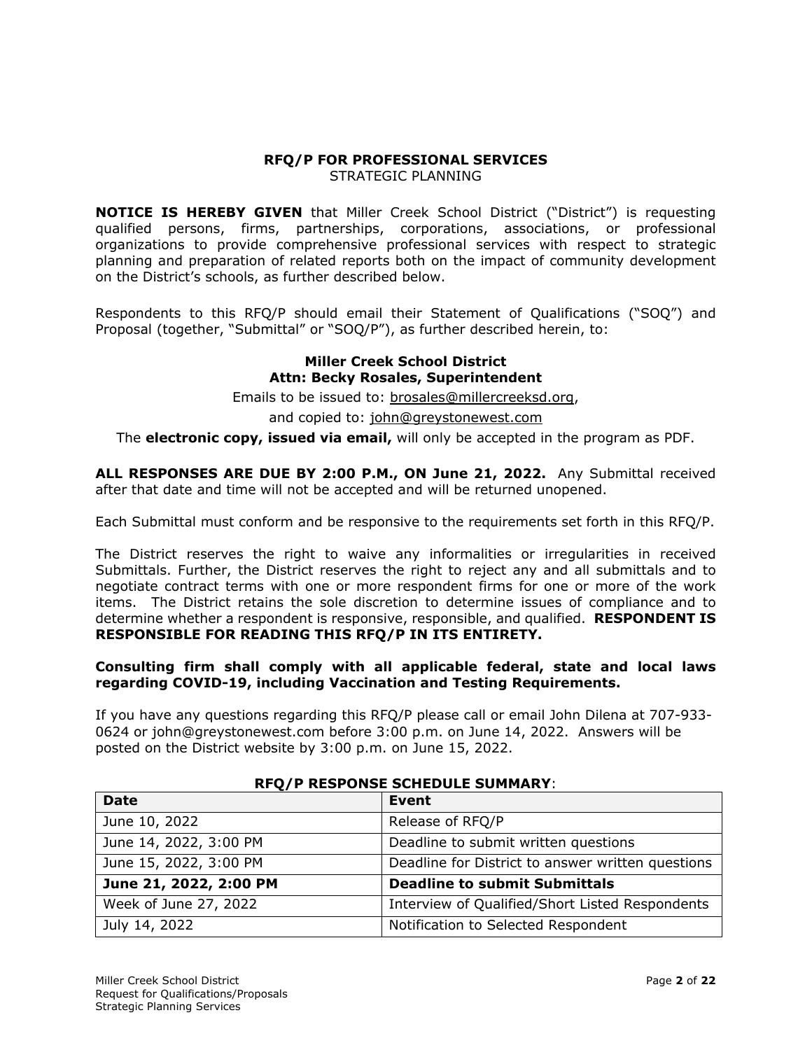**RFQ/P FOR PROFESSIONAL SERVICES**
STRATEGIC PLANNING

**NOTICE IS HEREBY GIVEN** that Miller Creek School District ("District") is requesting qualified persons, firms, partnerships, corporations, associations, or professional organizations to provide comprehensive professional services with respect to strategic planning and preparation of related reports both on the impact of community development on the District's schools, as further described below.

Respondents to this RFQ/P should email their Statement of Qualifications ("SOQ") and Proposal (together, "Submittal" or "SOQ/P"), as further described herein, to:

**Miller Creek School District**
**Attn: Becky Rosales, Superintendent**

Emails to be issued to: brosales@millercreeksd.org,

and copied to: john@greystonewest.com

The **electronic copy, issued via email,** will only be accepted in the program as PDF.

**ALL RESPONSES ARE DUE BY 2:00 P.M., ON June 21, 2022.** Any Submittal received after that date and time will not be accepted and will be returned unopened.

Each Submittal must conform and be responsive to the requirements set forth in this RFQ/P.

The District reserves the right to waive any informalities or irregularities in received Submittals. Further, the District reserves the right to reject any and all submittals and to negotiate contract terms with one or more respondent firms for one or more of the work items. The District retains the sole discretion to determine issues of compliance and to determine whether a respondent is responsive, responsible, and qualified. **RESPONDENT IS RESPONSIBLE FOR READING THIS RFQ/P IN ITS ENTIRETY.**

**Consulting firm shall comply with all applicable federal, state and local laws regarding COVID-19, including Vaccination and Testing Requirements.**

If you have any questions regarding this RFQ/P please call or email John Dilena at 707-933-0624 or john@greystonewest.com before 3:00 p.m. on June 14, 2022. Answers will be posted on the District website by 3:00 p.m. on June 15, 2022.

**RFQ/P RESPONSE SCHEDULE SUMMARY**:

| Date | Event |
|---|---|
| June 10, 2022 | Release of RFQ/P |
| June 14, 2022, 3:00 PM | Deadline to submit written questions |
| June 15, 2022, 3:00 PM | Deadline for District to answer written questions |
| **June 21, 2022, 2:00 PM** | **Deadline to submit Submittals** |
| Week of June 27, 2022 | Interview of Qualified/Short Listed Respondents |
| July 14, 2022 | Notification to Selected Respondent |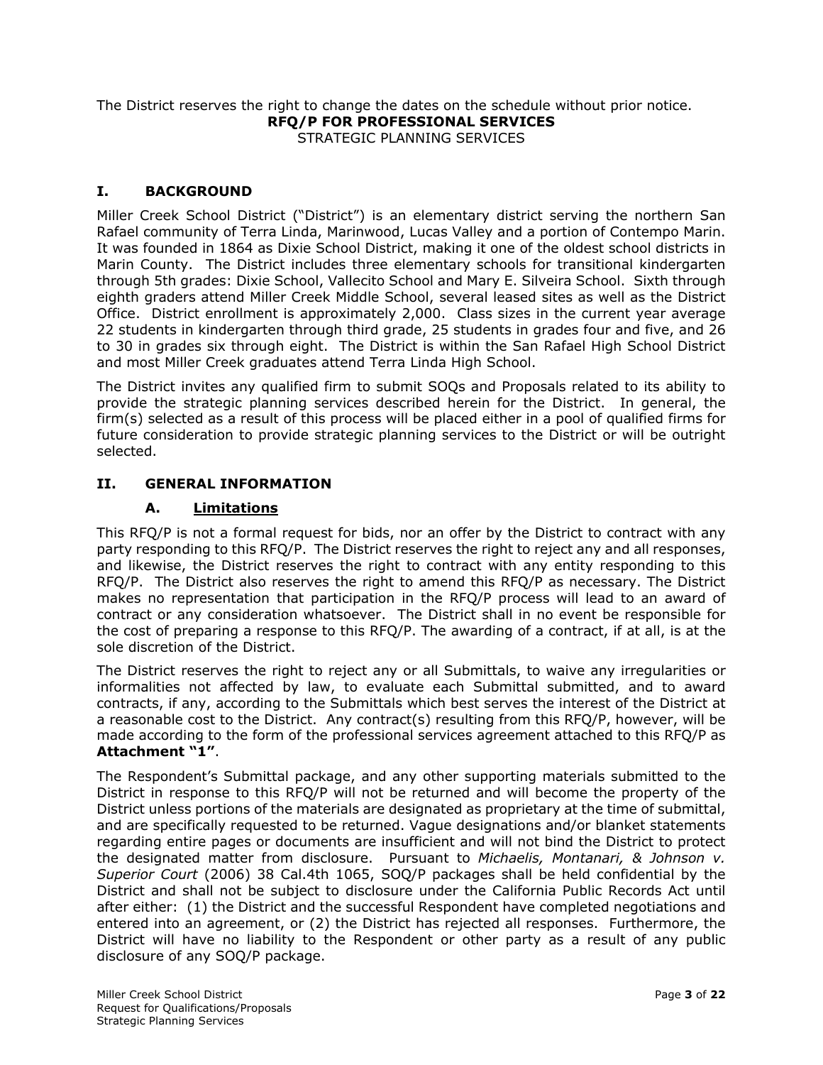The District reserves the right to change the dates on the schedule without prior notice.

**RFQ/P FOR PROFESSIONAL SERVICES**

STRATEGIC PLANNING SERVICES

## I. BACKGROUND

Miller Creek School District ("District") is an elementary district serving the northern San Rafael community of Terra Linda, Marinwood, Lucas Valley and a portion of Contempo Marin. It was founded in 1864 as Dixie School District, making it one of the oldest school districts in Marin County. The District includes three elementary schools for transitional kindergarten through 5th grades: Dixie School, Vallecito School and Mary E. Silveira School. Sixth through eighth graders attend Miller Creek Middle School, several leased sites as well as the District Office. District enrollment is approximately 2,000. Class sizes in the current year average 22 students in kindergarten through third grade, 25 students in grades four and five, and 26 to 30 in grades six through eight. The District is within the San Rafael High School District and most Miller Creek graduates attend Terra Linda High School.

The District invites any qualified firm to submit SOQs and Proposals related to its ability to provide the strategic planning services described herein for the District. In general, the firm(s) selected as a result of this process will be placed either in a pool of qualified firms for future consideration to provide strategic planning services to the District or will be outright selected.

## II. GENERAL INFORMATION

### A. Limitations

This RFQ/P is not a formal request for bids, nor an offer by the District to contract with any party responding to this RFQ/P. The District reserves the right to reject any and all responses, and likewise, the District reserves the right to contract with any entity responding to this RFQ/P. The District also reserves the right to amend this RFQ/P as necessary. The District makes no representation that participation in the RFQ/P process will lead to an award of contract or any consideration whatsoever. The District shall in no event be responsible for the cost of preparing a response to this RFQ/P. The awarding of a contract, if at all, is at the sole discretion of the District.

The District reserves the right to reject any or all Submittals, to waive any irregularities or informalities not affected by law, to evaluate each Submittal submitted, and to award contracts, if any, according to the Submittals which best serves the interest of the District at a reasonable cost to the District. Any contract(s) resulting from this RFQ/P, however, will be made according to the form of the professional services agreement attached to this RFQ/P as **Attachment "1"**.

The Respondent's Submittal package, and any other supporting materials submitted to the District in response to this RFQ/P will not be returned and will become the property of the District unless portions of the materials are designated as proprietary at the time of submittal, and are specifically requested to be returned. Vague designations and/or blanket statements regarding entire pages or documents are insufficient and will not bind the District to protect the designated matter from disclosure. Pursuant to *Michaelis, Montanari, & Johnson v. Superior Court* (2006) 38 Cal.4th 1065, SOQ/P packages shall be held confidential by the District and shall not be subject to disclosure under the California Public Records Act until after either: (1) the District and the successful Respondent have completed negotiations and entered into an agreement, or (2) the District has rejected all responses. Furthermore, the District will have no liability to the Respondent or other party as a result of any public disclosure of any SOQ/P package.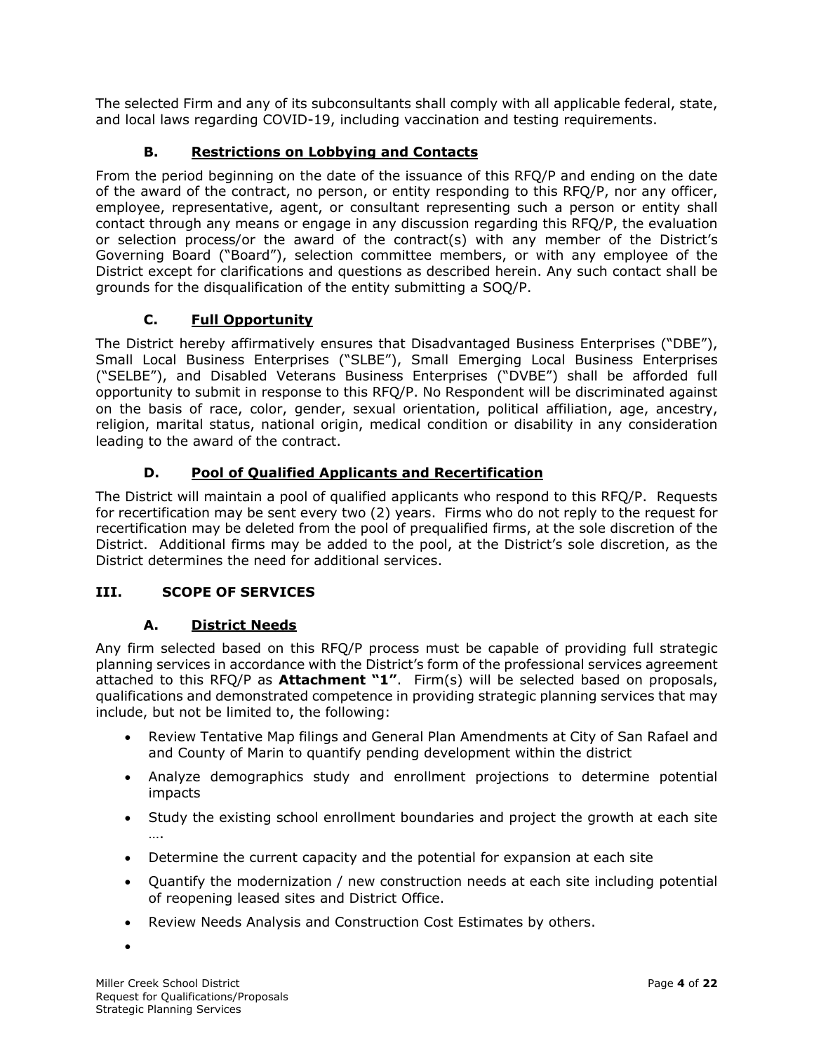The selected Firm and any of its subconsultants shall comply with all applicable federal, state, and local laws regarding COVID-19, including vaccination and testing requirements.

### B. Restrictions on Lobbying and Contacts

From the period beginning on the date of the issuance of this RFQ/P and ending on the date of the award of the contract, no person, or entity responding to this RFQ/P, nor any officer, employee, representative, agent, or consultant representing such a person or entity shall contact through any means or engage in any discussion regarding this RFQ/P, the evaluation or selection process/or the award of the contract(s) with any member of the District's Governing Board ("Board"), selection committee members, or with any employee of the District except for clarifications and questions as described herein. Any such contact shall be grounds for the disqualification of the entity submitting a SOQ/P.

### C. Full Opportunity

The District hereby affirmatively ensures that Disadvantaged Business Enterprises ("DBE"), Small Local Business Enterprises ("SLBE"), Small Emerging Local Business Enterprises ("SELBE"), and Disabled Veterans Business Enterprises ("DVBE") shall be afforded full opportunity to submit in response to this RFQ/P. No Respondent will be discriminated against on the basis of race, color, gender, sexual orientation, political affiliation, age, ancestry, religion, marital status, national origin, medical condition or disability in any consideration leading to the award of the contract.

### D. Pool of Qualified Applicants and Recertification

The District will maintain a pool of qualified applicants who respond to this RFQ/P. Requests for recertification may be sent every two (2) years. Firms who do not reply to the request for recertification may be deleted from the pool of prequalified firms, at the sole discretion of the District. Additional firms may be added to the pool, at the District's sole discretion, as the District determines the need for additional services.

## III. SCOPE OF SERVICES

### A. District Needs

Any firm selected based on this RFQ/P process must be capable of providing full strategic planning services in accordance with the District's form of the professional services agreement attached to this RFQ/P as **Attachment "1"**. Firm(s) will be selected based on proposals, qualifications and demonstrated competence in providing strategic planning services that may include, but not be limited to, the following:

- Review Tentative Map filings and General Plan Amendments at City of San Rafael and and County of Marin to quantify pending development within the district
- Analyze demographics study and enrollment projections to determine potential impacts
- Study the existing school enrollment boundaries and project the growth at each site ….
- Determine the current capacity and the potential for expansion at each site
- Quantify the modernization / new construction needs at each site including potential of reopening leased sites and District Office.
- Review Needs Analysis and Construction Cost Estimates by others.
-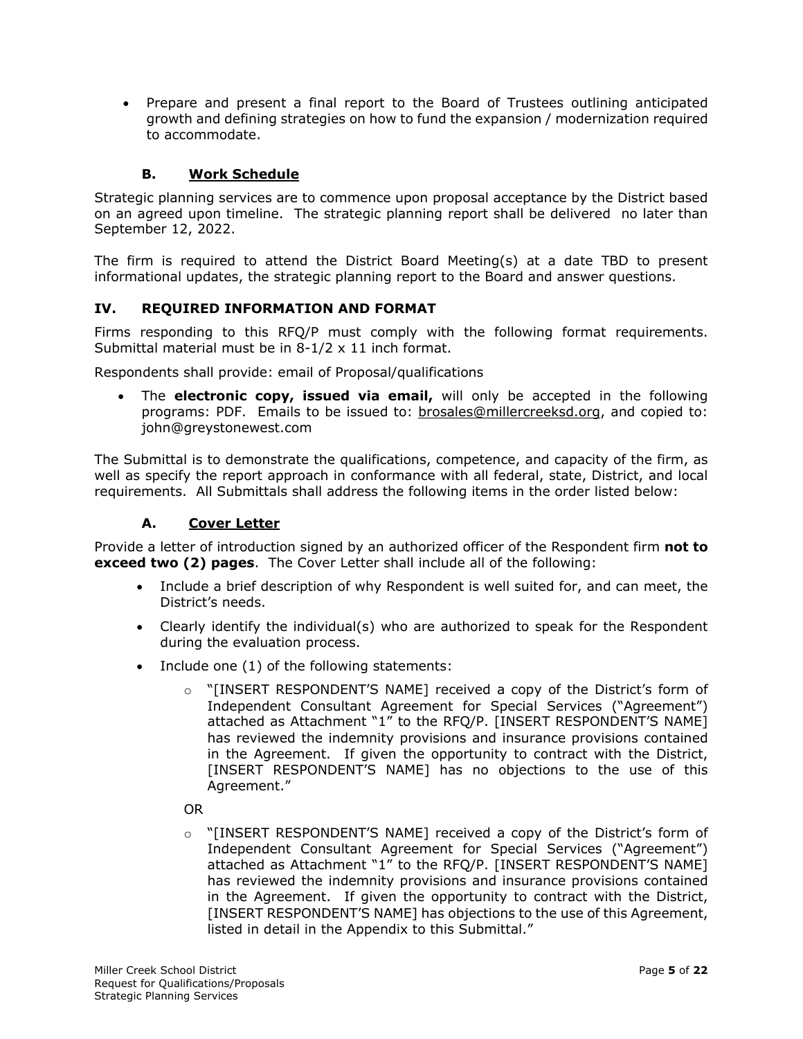- Prepare and present a final report to the Board of Trustees outlining anticipated growth and defining strategies on how to fund the expansion / modernization required to accommodate.

### B. Work Schedule

Strategic planning services are to commence upon proposal acceptance by the District based on an agreed upon timeline. The strategic planning report shall be delivered no later than September 12, 2022.

The firm is required to attend the District Board Meeting(s) at a date TBD to present informational updates, the strategic planning report to the Board and answer questions.

## IV. REQUIRED INFORMATION AND FORMAT

Firms responding to this RFQ/P must comply with the following format requirements. Submittal material must be in 8-1/2 x 11 inch format.

Respondents shall provide: email of Proposal/qualifications

- The **electronic copy, issued via email,** will only be accepted in the following programs: PDF. Emails to be issued to: brosales@millercreeksd.org, and copied to: john@greystonewest.com

The Submittal is to demonstrate the qualifications, competence, and capacity of the firm, as well as specify the report approach in conformance with all federal, state, District, and local requirements. All Submittals shall address the following items in the order listed below:

### A. Cover Letter

Provide a letter of introduction signed by an authorized officer of the Respondent firm **not to exceed two (2) pages**. The Cover Letter shall include all of the following:

- Include a brief description of why Respondent is well suited for, and can meet, the District's needs.
- Clearly identify the individual(s) who are authorized to speak for the Respondent during the evaluation process.
- Include one (1) of the following statements:
    - "[INSERT RESPONDENT'S NAME] received a copy of the District's form of Independent Consultant Agreement for Special Services ("Agreement") attached as Attachment "1" to the RFQ/P. [INSERT RESPONDENT'S NAME] has reviewed the indemnity provisions and insurance provisions contained in the Agreement. If given the opportunity to contract with the District, [INSERT RESPONDENT'S NAME] has no objections to the use of this Agreement."

    OR

    - "[INSERT RESPONDENT'S NAME] received a copy of the District's form of Independent Consultant Agreement for Special Services ("Agreement") attached as Attachment "1" to the RFQ/P. [INSERT RESPONDENT'S NAME] has reviewed the indemnity provisions and insurance provisions contained in the Agreement. If given the opportunity to contract with the District, [INSERT RESPONDENT'S NAME] has objections to the use of this Agreement, listed in detail in the Appendix to this Submittal."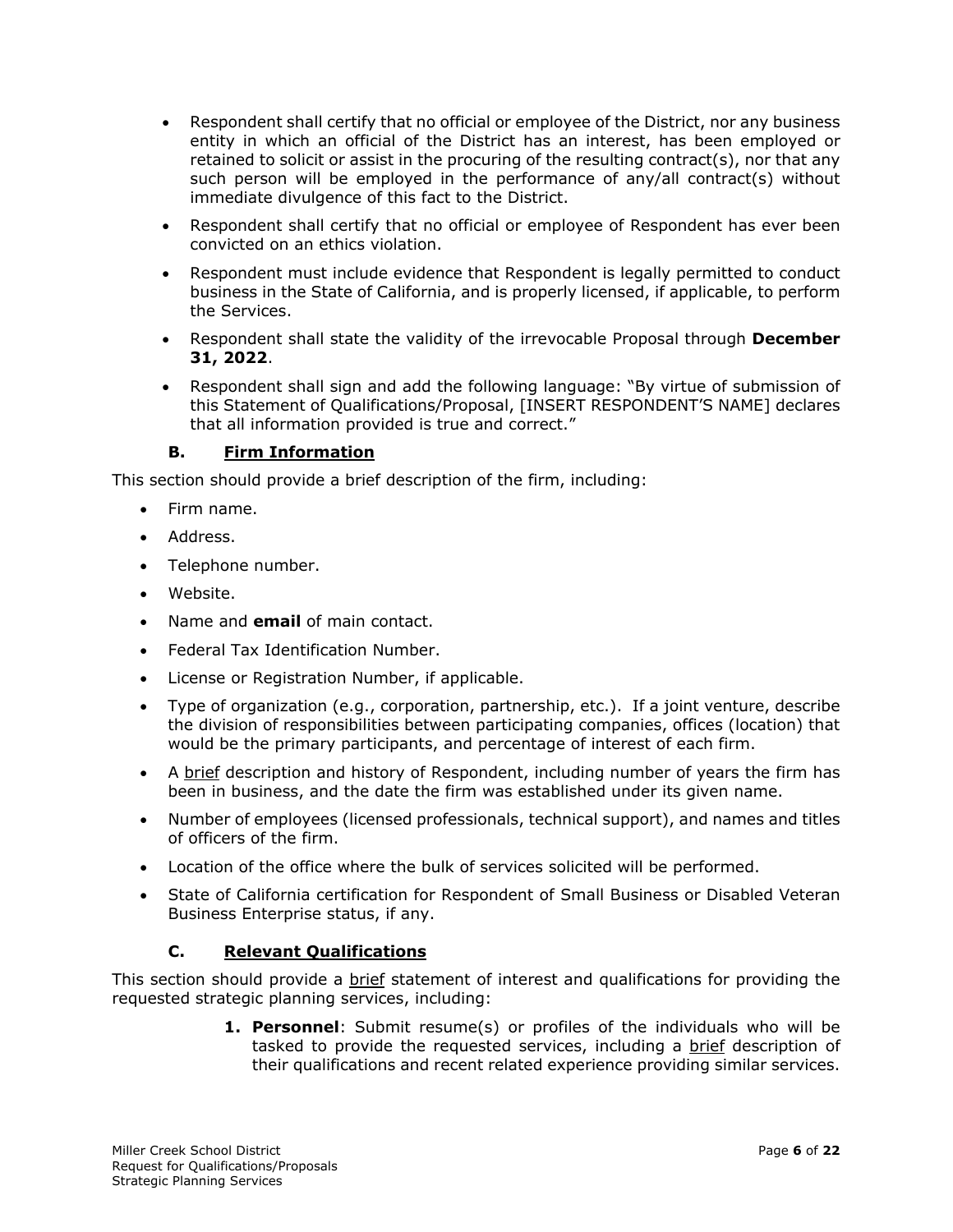- Respondent shall certify that no official or employee of the District, nor any business entity in which an official of the District has an interest, has been employed or retained to solicit or assist in the procuring of the resulting contract(s), nor that any such person will be employed in the performance of any/all contract(s) without immediate divulgence of this fact to the District.
- Respondent shall certify that no official or employee of Respondent has ever been convicted on an ethics violation.
- Respondent must include evidence that Respondent is legally permitted to conduct business in the State of California, and is properly licensed, if applicable, to perform the Services.
- Respondent shall state the validity of the irrevocable Proposal through **December 31, 2022**.
- Respondent shall sign and add the following language: "By virtue of submission of this Statement of Qualifications/Proposal, [INSERT RESPONDENT'S NAME] declares that all information provided is true and correct."

### B. Firm Information

This section should provide a brief description of the firm, including:

- Firm name.
- Address.
- Telephone number.
- Website.
- Name and **email** of main contact.
- Federal Tax Identification Number.
- License or Registration Number, if applicable.
- Type of organization (e.g., corporation, partnership, etc.). If a joint venture, describe the division of responsibilities between participating companies, offices (location) that would be the primary participants, and percentage of interest of each firm.
- A brief description and history of Respondent, including number of years the firm has been in business, and the date the firm was established under its given name.
- Number of employees (licensed professionals, technical support), and names and titles of officers of the firm.
- Location of the office where the bulk of services solicited will be performed.
- State of California certification for Respondent of Small Business or Disabled Veteran Business Enterprise status, if any.

### C. Relevant Qualifications

This section should provide a brief statement of interest and qualifications for providing the requested strategic planning services, including:

1. **Personnel**: Submit resume(s) or profiles of the individuals who will be tasked to provide the requested services, including a brief description of their qualifications and recent related experience providing similar services.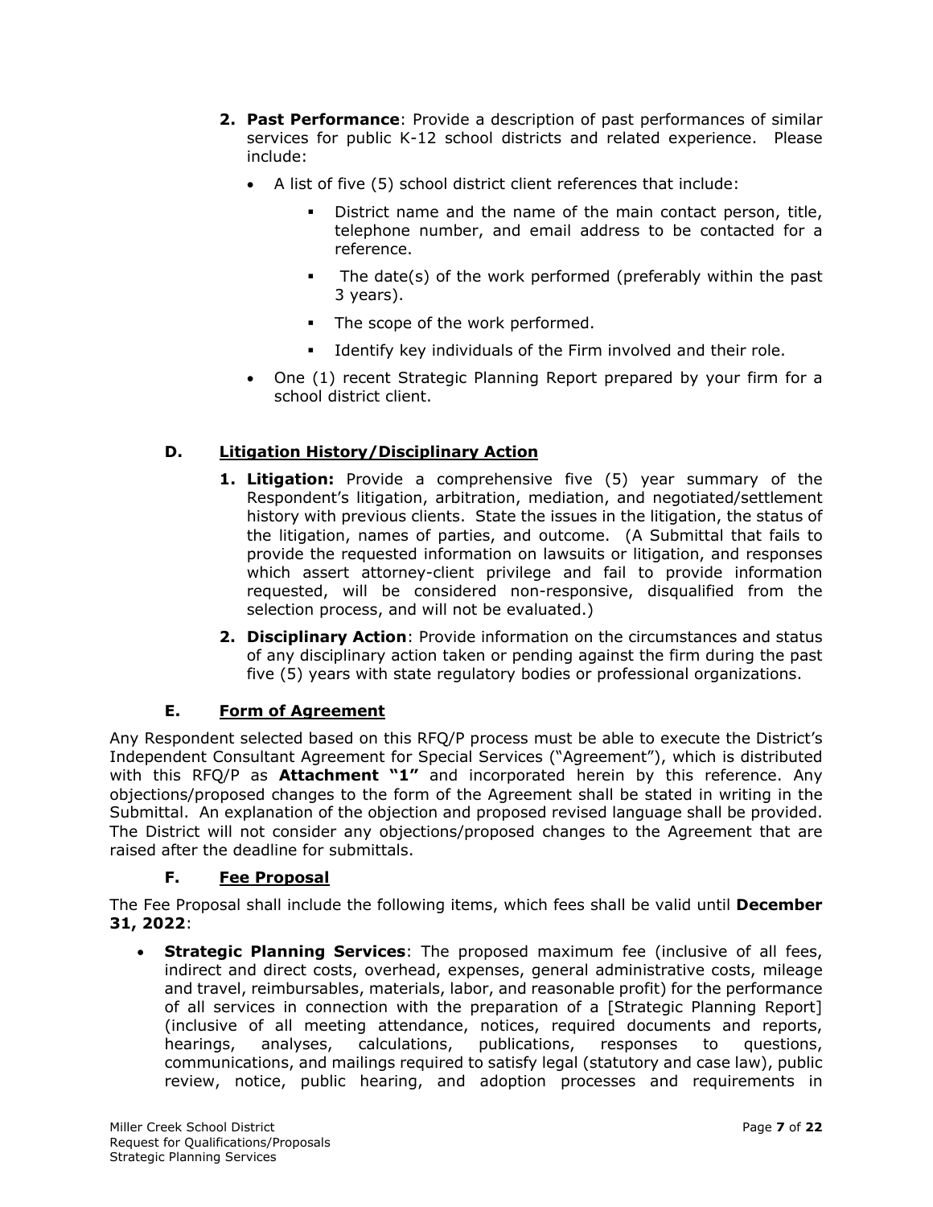2. **Past Performance**: Provide a description of past performances of similar services for public K-12 school districts and related experience. Please include:

   - A list of five (5) school district client references that include:
     - District name and the name of the main contact person, title, telephone number, and email address to be contacted for a reference.
     - The date(s) of the work performed (preferably within the past 3 years).
     - The scope of the work performed.
     - Identify key individuals of the Firm involved and their role.
   - One (1) recent Strategic Planning Report prepared by your firm for a school district client.

### D. Litigation History/Disciplinary Action

1. **Litigation:** Provide a comprehensive five (5) year summary of the Respondent's litigation, arbitration, mediation, and negotiated/settlement history with previous clients. State the issues in the litigation, the status of the litigation, names of parties, and outcome. (A Submittal that fails to provide the requested information on lawsuits or litigation, and responses which assert attorney-client privilege and fail to provide information requested, will be considered non-responsive, disqualified from the selection process, and will not be evaluated.)
2. **Disciplinary Action**: Provide information on the circumstances and status of any disciplinary action taken or pending against the firm during the past five (5) years with state regulatory bodies or professional organizations.

### E. Form of Agreement

Any Respondent selected based on this RFQ/P process must be able to execute the District's Independent Consultant Agreement for Special Services ("Agreement"), which is distributed with this RFQ/P as **Attachment "1"** and incorporated herein by this reference. Any objections/proposed changes to the form of the Agreement shall be stated in writing in the Submittal. An explanation of the objection and proposed revised language shall be provided. The District will not consider any objections/proposed changes to the Agreement that are raised after the deadline for submittals.

### F. Fee Proposal

The Fee Proposal shall include the following items, which fees shall be valid until **December 31, 2022**:

- **Strategic Planning Services**: The proposed maximum fee (inclusive of all fees, indirect and direct costs, overhead, expenses, general administrative costs, mileage and travel, reimbursables, materials, labor, and reasonable profit) for the performance of all services in connection with the preparation of a [Strategic Planning Report] (inclusive of all meeting attendance, notices, required documents and reports, hearings, analyses, calculations, publications, responses to questions, communications, and mailings required to satisfy legal (statutory and case law), public review, notice, public hearing, and adoption processes and requirements in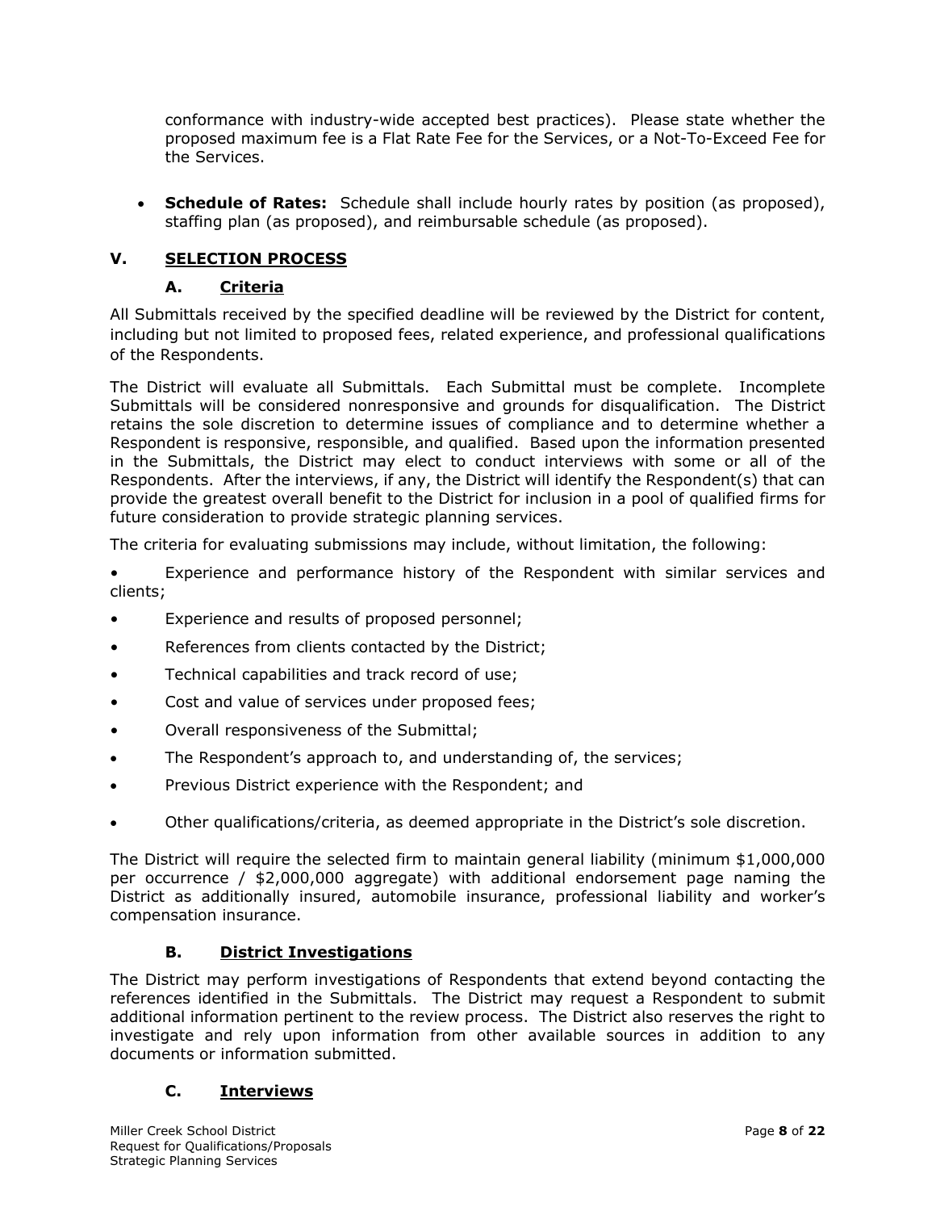conformance with industry-wide accepted best practices). Please state whether the proposed maximum fee is a Flat Rate Fee for the Services, or a Not-To-Exceed Fee for the Services.

- **Schedule of Rates:** Schedule shall include hourly rates by position (as proposed), staffing plan (as proposed), and reimbursable schedule (as proposed).

## V. SELECTION PROCESS

### A. Criteria

All Submittals received by the specified deadline will be reviewed by the District for content, including but not limited to proposed fees, related experience, and professional qualifications of the Respondents.

The District will evaluate all Submittals. Each Submittal must be complete. Incomplete Submittals will be considered nonresponsive and grounds for disqualification. The District retains the sole discretion to determine issues of compliance and to determine whether a Respondent is responsive, responsible, and qualified. Based upon the information presented in the Submittals, the District may elect to conduct interviews with some or all of the Respondents. After the interviews, if any, the District will identify the Respondent(s) that can provide the greatest overall benefit to the District for inclusion in a pool of qualified firms for future consideration to provide strategic planning services.

The criteria for evaluating submissions may include, without limitation, the following:

- Experience and performance history of the Respondent with similar services and clients;
- Experience and results of proposed personnel;
- References from clients contacted by the District;
- Technical capabilities and track record of use;
- Cost and value of services under proposed fees;
- Overall responsiveness of the Submittal;
- The Respondent's approach to, and understanding of, the services;
- Previous District experience with the Respondent; and
- Other qualifications/criteria, as deemed appropriate in the District's sole discretion.

The District will require the selected firm to maintain general liability (minimum $1,000,000 per occurrence / $2,000,000 aggregate) with additional endorsement page naming the District as additionally insured, automobile insurance, professional liability and worker's compensation insurance.

### B. District Investigations

The District may perform investigations of Respondents that extend beyond contacting the references identified in the Submittals. The District may request a Respondent to submit additional information pertinent to the review process. The District also reserves the right to investigate and rely upon information from other available sources in addition to any documents or information submitted.

### C. Interviews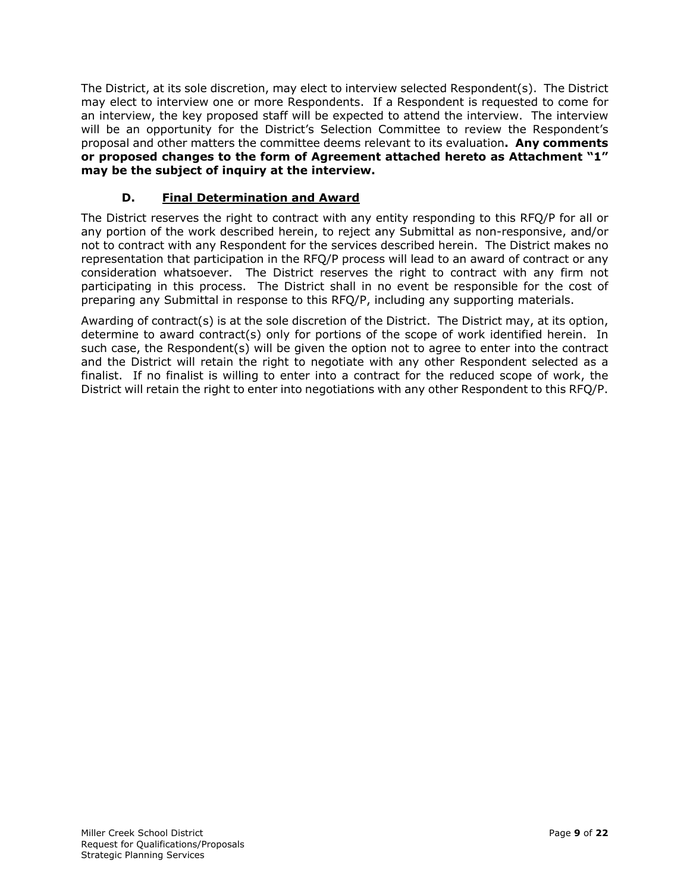The District, at its sole discretion, may elect to interview selected Respondent(s). The District may elect to interview one or more Respondents. If a Respondent is requested to come for an interview, the key proposed staff will be expected to attend the interview. The interview will be an opportunity for the District's Selection Committee to review the Respondent's proposal and other matters the committee deems relevant to its evaluation**. Any comments or proposed changes to the form of Agreement attached hereto as Attachment "1" may be the subject of inquiry at the interview.**

### D. Final Determination and Award

The District reserves the right to contract with any entity responding to this RFQ/P for all or any portion of the work described herein, to reject any Submittal as non-responsive, and/or not to contract with any Respondent for the services described herein. The District makes no representation that participation in the RFQ/P process will lead to an award of contract or any consideration whatsoever. The District reserves the right to contract with any firm not participating in this process. The District shall in no event be responsible for the cost of preparing any Submittal in response to this RFQ/P, including any supporting materials.

Awarding of contract(s) is at the sole discretion of the District. The District may, at its option, determine to award contract(s) only for portions of the scope of work identified herein. In such case, the Respondent(s) will be given the option not to agree to enter into the contract and the District will retain the right to negotiate with any other Respondent selected as a finalist. If no finalist is willing to enter into a contract for the reduced scope of work, the District will retain the right to enter into negotiations with any other Respondent to this RFQ/P.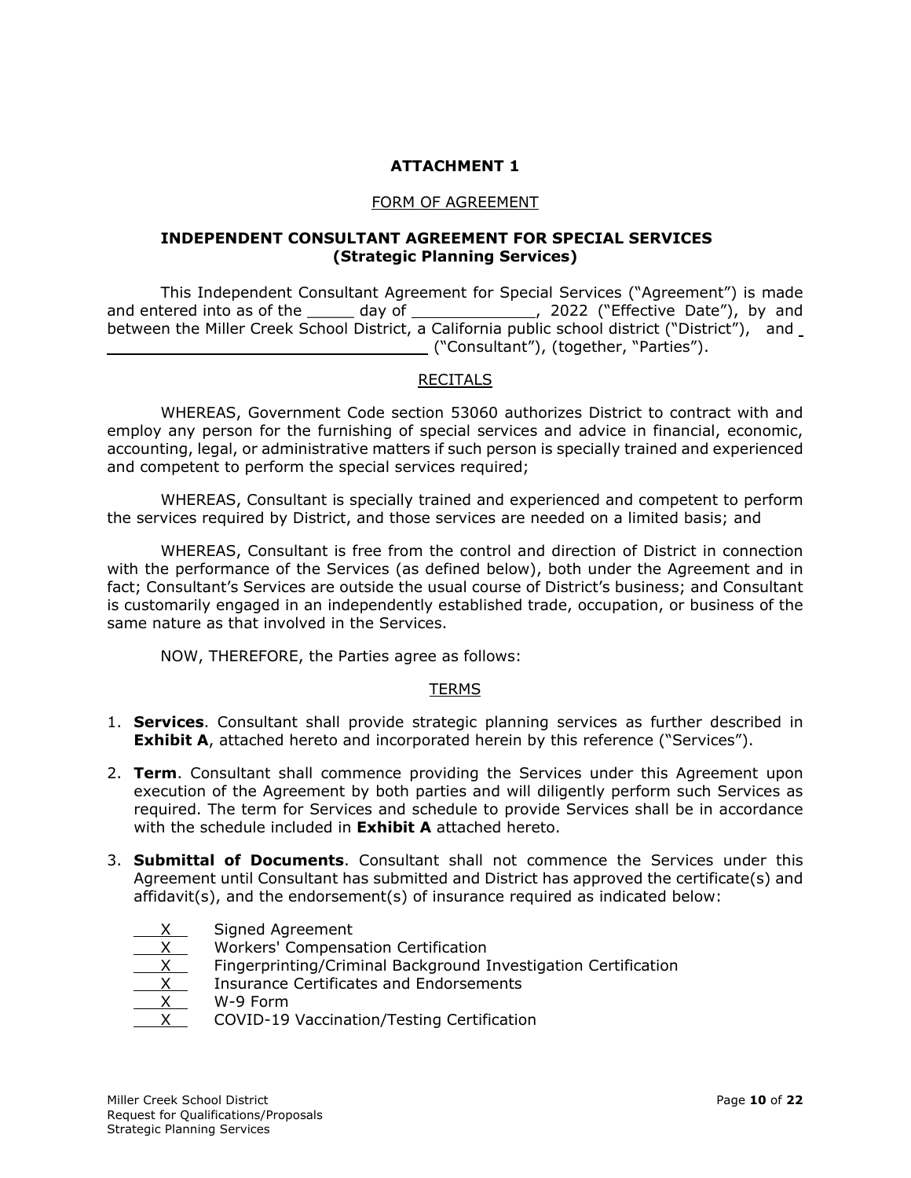**ATTACHMENT 1**

FORM OF AGREEMENT

**INDEPENDENT CONSULTANT AGREEMENT FOR SPECIAL SERVICES (Strategic Planning Services)**

This Independent Consultant Agreement for Special Services ("Agreement") is made and entered into as of the _____ day of _____________, 2022 ("Effective Date"), by and between the Miller Creek School District, a California public school district ("District"), and __________________________________ ("Consultant"), (together, "Parties").

RECITALS

WHEREAS, Government Code section 53060 authorizes District to contract with and employ any person for the furnishing of special services and advice in financial, economic, accounting, legal, or administrative matters if such person is specially trained and experienced and competent to perform the special services required;

WHEREAS, Consultant is specially trained and experienced and competent to perform the services required by District, and those services are needed on a limited basis; and

WHEREAS, Consultant is free from the control and direction of District in connection with the performance of the Services (as defined below), both under the Agreement and in fact; Consultant's Services are outside the usual course of District's business; and Consultant is customarily engaged in an independently established trade, occupation, or business of the same nature as that involved in the Services.

NOW, THEREFORE, the Parties agree as follows:

TERMS

1. **Services**. Consultant shall provide strategic planning services as further described in **Exhibit A**, attached hereto and incorporated herein by this reference ("Services").

2. **Term**. Consultant shall commence providing the Services under this Agreement upon execution of the Agreement by both parties and will diligently perform such Services as required. The term for Services and schedule to provide Services shall be in accordance with the schedule included in **Exhibit A** attached hereto.

3. **Submittal of Documents**. Consultant shall not commence the Services under this Agreement until Consultant has submitted and District has approved the certificate(s) and affidavit(s), and the endorsement(s) of insurance required as indicated below:

   X Signed Agreement
   X Workers' Compensation Certification
   X Fingerprinting/Criminal Background Investigation Certification
   X Insurance Certificates and Endorsements
   X W-9 Form
   X COVID-19 Vaccination/Testing Certification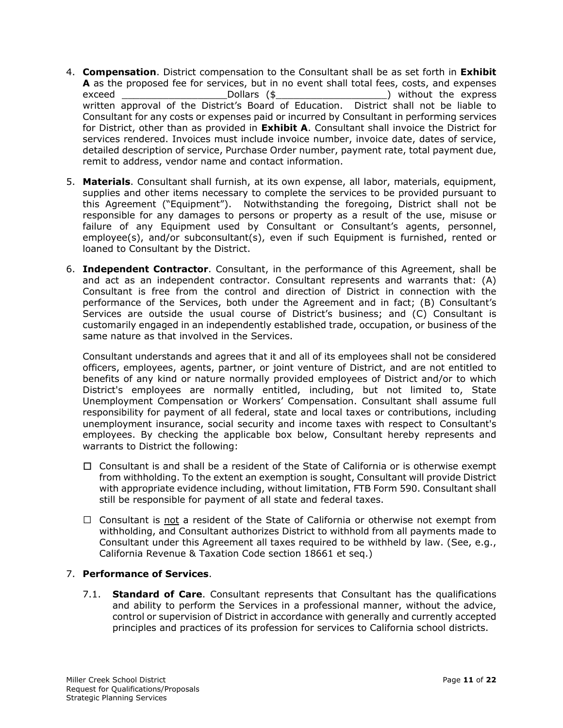4. **Compensation**. District compensation to the Consultant shall be as set forth in **Exhibit A** as the proposed fee for services, but in no event shall total fees, costs, and expenses exceed __________________Dollars ($___________________) without the express written approval of the District's Board of Education. District shall not be liable to Consultant for any costs or expenses paid or incurred by Consultant in performing services for District, other than as provided in **Exhibit A**. Consultant shall invoice the District for services rendered. Invoices must include invoice number, invoice date, dates of service, detailed description of service, Purchase Order number, payment rate, total payment due, remit to address, vendor name and contact information.

5. **Materials**. Consultant shall furnish, at its own expense, all labor, materials, equipment, supplies and other items necessary to complete the services to be provided pursuant to this Agreement ("Equipment"). Notwithstanding the foregoing, District shall not be responsible for any damages to persons or property as a result of the use, misuse or failure of any Equipment used by Consultant or Consultant's agents, personnel, employee(s), and/or subconsultant(s), even if such Equipment is furnished, rented or loaned to Consultant by the District.

6. **Independent Contractor**. Consultant, in the performance of this Agreement, shall be and act as an independent contractor. Consultant represents and warrants that: (A) Consultant is free from the control and direction of District in connection with the performance of the Services, both under the Agreement and in fact; (B) Consultant's Services are outside the usual course of District's business; and (C) Consultant is customarily engaged in an independently established trade, occupation, or business of the same nature as that involved in the Services.

   Consultant understands and agrees that it and all of its employees shall not be considered officers, employees, agents, partner, or joint venture of District, and are not entitled to benefits of any kind or nature normally provided employees of District and/or to which District's employees are normally entitled, including, but not limited to, State Unemployment Compensation or Workers' Compensation. Consultant shall assume full responsibility for payment of all federal, state and local taxes or contributions, including unemployment insurance, social security and income taxes with respect to Consultant's employees. By checking the applicable box below, Consultant hereby represents and warrants to District the following:

   ☐ Consultant is and shall be a resident of the State of California or is otherwise exempt from withholding. To the extent an exemption is sought, Consultant will provide District with appropriate evidence including, without limitation, FTB Form 590. Consultant shall still be responsible for payment of all state and federal taxes.

   ☐ Consultant is <u>not</u> a resident of the State of California or otherwise not exempt from withholding, and Consultant authorizes District to withhold from all payments made to Consultant under this Agreement all taxes required to be withheld by law. (See, e.g., California Revenue & Taxation Code section 18661 et seq.)

7. **Performance of Services**.

   7.1. **Standard of Care**. Consultant represents that Consultant has the qualifications and ability to perform the Services in a professional manner, without the advice, control or supervision of District in accordance with generally and currently accepted principles and practices of its profession for services to California school districts.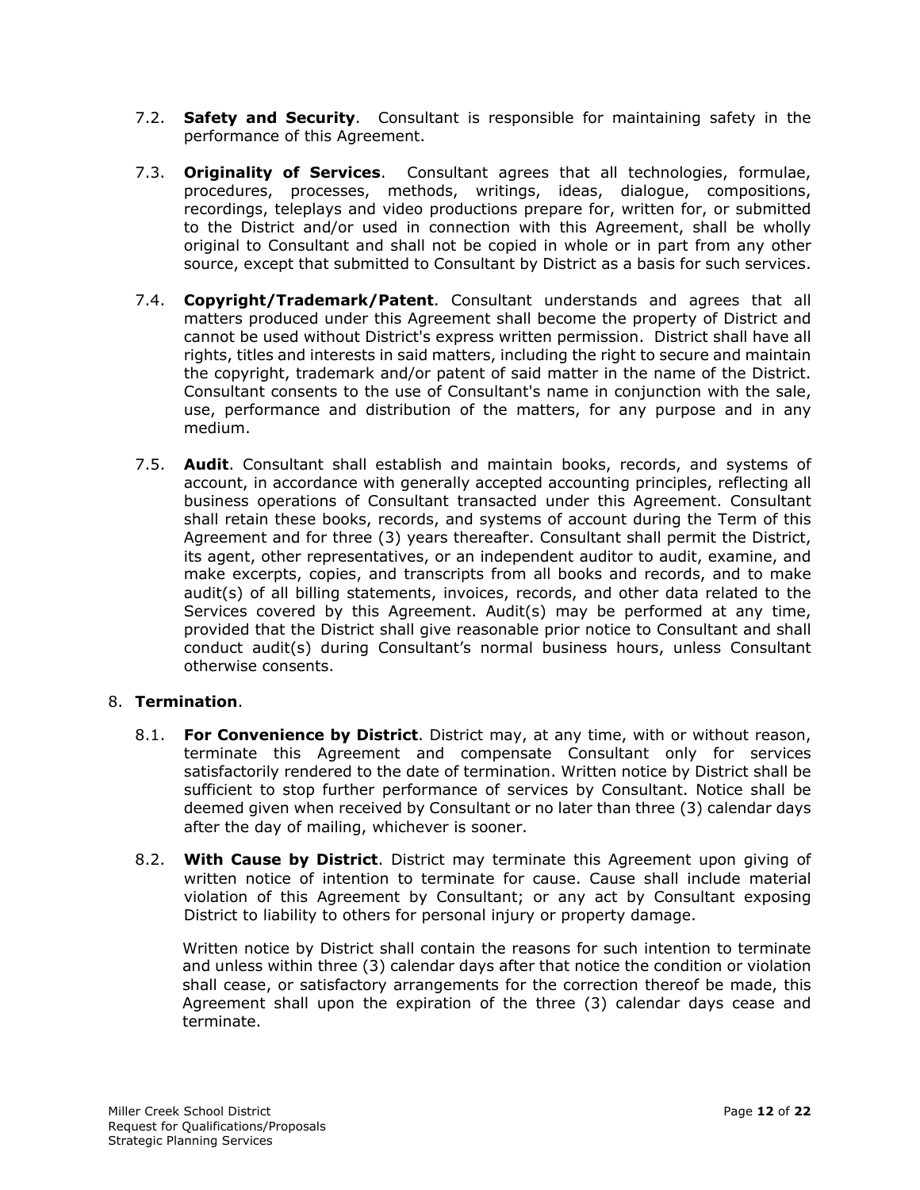7.2. **Safety and Security**. Consultant is responsible for maintaining safety in the performance of this Agreement.

7.3. **Originality of Services**. Consultant agrees that all technologies, formulae, procedures, processes, methods, writings, ideas, dialogue, compositions, recordings, teleplays and video productions prepare for, written for, or submitted to the District and/or used in connection with this Agreement, shall be wholly original to Consultant and shall not be copied in whole or in part from any other source, except that submitted to Consultant by District as a basis for such services.

7.4. **Copyright/Trademark/Patent**. Consultant understands and agrees that all matters produced under this Agreement shall become the property of District and cannot be used without District's express written permission. District shall have all rights, titles and interests in said matters, including the right to secure and maintain the copyright, trademark and/or patent of said matter in the name of the District. Consultant consents to the use of Consultant's name in conjunction with the sale, use, performance and distribution of the matters, for any purpose and in any medium.

7.5. **Audit**. Consultant shall establish and maintain books, records, and systems of account, in accordance with generally accepted accounting principles, reflecting all business operations of Consultant transacted under this Agreement. Consultant shall retain these books, records, and systems of account during the Term of this Agreement and for three (3) years thereafter. Consultant shall permit the District, its agent, other representatives, or an independent auditor to audit, examine, and make excerpts, copies, and transcripts from all books and records, and to make audit(s) of all billing statements, invoices, records, and other data related to the Services covered by this Agreement. Audit(s) may be performed at any time, provided that the District shall give reasonable prior notice to Consultant and shall conduct audit(s) during Consultant's normal business hours, unless Consultant otherwise consents.

8. **Termination**.

8.1. **For Convenience by District**. District may, at any time, with or without reason, terminate this Agreement and compensate Consultant only for services satisfactorily rendered to the date of termination. Written notice by District shall be sufficient to stop further performance of services by Consultant. Notice shall be deemed given when received by Consultant or no later than three (3) calendar days after the day of mailing, whichever is sooner.

8.2. **With Cause by District**. District may terminate this Agreement upon giving of written notice of intention to terminate for cause. Cause shall include material violation of this Agreement by Consultant; or any act by Consultant exposing District to liability to others for personal injury or property damage.

Written notice by District shall contain the reasons for such intention to terminate and unless within three (3) calendar days after that notice the condition or violation shall cease, or satisfactory arrangements for the correction thereof be made, this Agreement shall upon the expiration of the three (3) calendar days cease and terminate.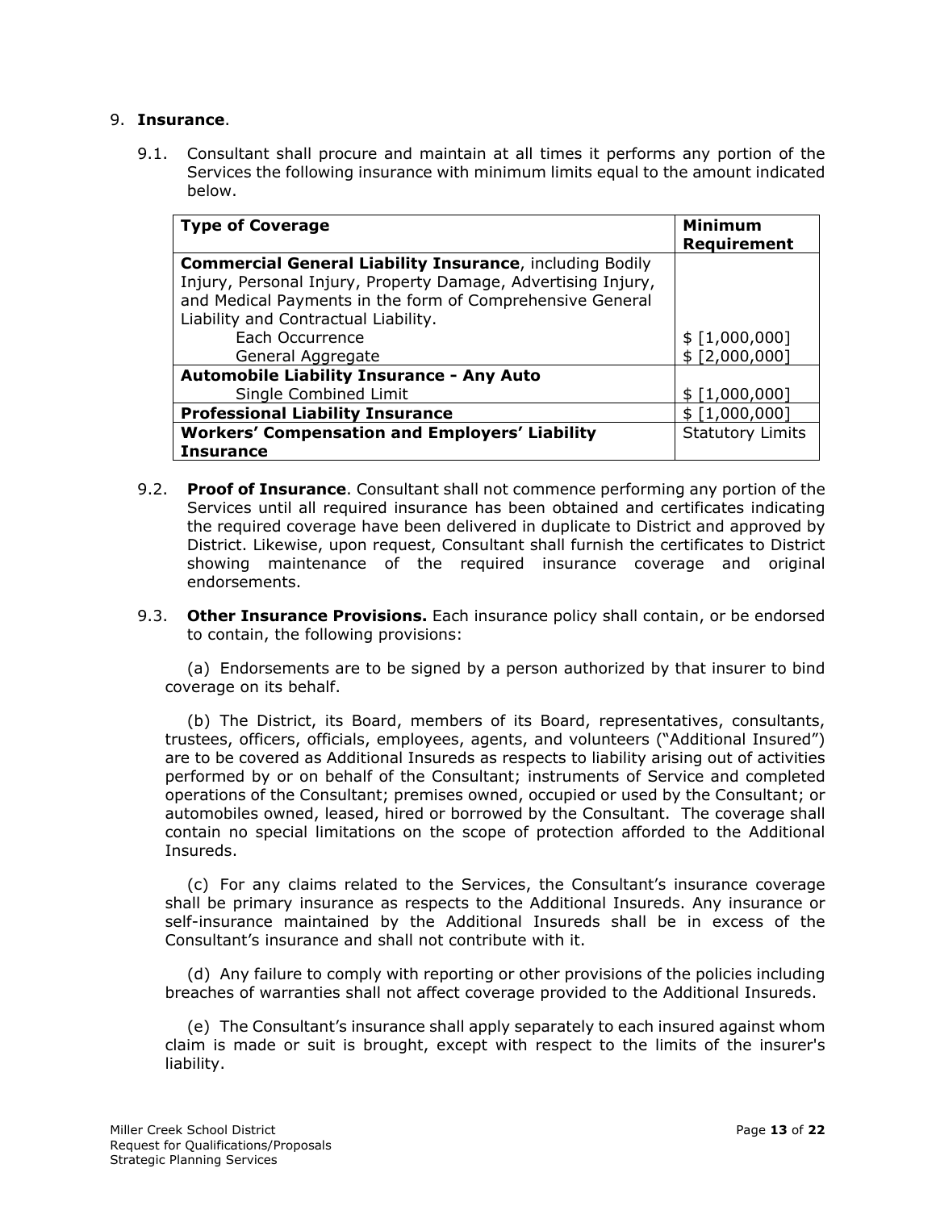9. **Insurance**.

9.1. Consultant shall procure and maintain at all times it performs any portion of the Services the following insurance with minimum limits equal to the amount indicated below.

| Type of Coverage | Minimum Requirement |
|---|---|
| **Commercial General Liability Insurance**, including Bodily Injury, Personal Injury, Property Damage, Advertising Injury, and Medical Payments in the form of Comprehensive General Liability and Contractual Liability. | |
| Each Occurrence | $ [1,000,000] |
| General Aggregate | $ [2,000,000] |
| **Automobile Liability Insurance - Any Auto** | |
| Single Combined Limit | $ [1,000,000] |
| **Professional Liability Insurance** | $ [1,000,000] |
| **Workers' Compensation and Employers' Liability Insurance** | Statutory Limits |

9.2. **Proof of Insurance**. Consultant shall not commence performing any portion of the Services until all required insurance has been obtained and certificates indicating the required coverage have been delivered in duplicate to District and approved by District. Likewise, upon request, Consultant shall furnish the certificates to District showing maintenance of the required insurance coverage and original endorsements.

9.3. **Other Insurance Provisions.** Each insurance policy shall contain, or be endorsed to contain, the following provisions:

(a) Endorsements are to be signed by a person authorized by that insurer to bind coverage on its behalf.

(b) The District, its Board, members of its Board, representatives, consultants, trustees, officers, officials, employees, agents, and volunteers ("Additional Insured") are to be covered as Additional Insureds as respects to liability arising out of activities performed by or on behalf of the Consultant; instruments of Service and completed operations of the Consultant; premises owned, occupied or used by the Consultant; or automobiles owned, leased, hired or borrowed by the Consultant. The coverage shall contain no special limitations on the scope of protection afforded to the Additional Insureds.

(c) For any claims related to the Services, the Consultant's insurance coverage shall be primary insurance as respects to the Additional Insureds. Any insurance or self-insurance maintained by the Additional Insureds shall be in excess of the Consultant's insurance and shall not contribute with it.

(d) Any failure to comply with reporting or other provisions of the policies including breaches of warranties shall not affect coverage provided to the Additional Insureds.

(e) The Consultant's insurance shall apply separately to each insured against whom claim is made or suit is brought, except with respect to the limits of the insurer's liability.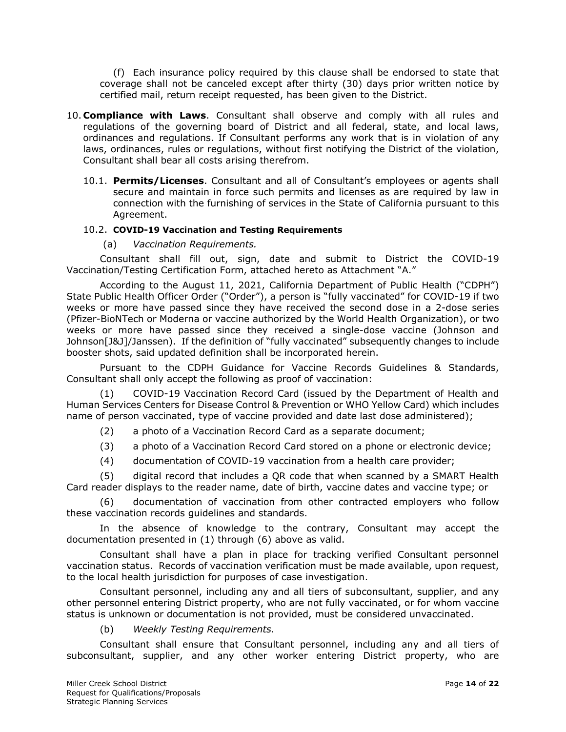(f) Each insurance policy required by this clause shall be endorsed to state that coverage shall not be canceled except after thirty (30) days prior written notice by certified mail, return receipt requested, has been given to the District.

10. **Compliance with Laws**. Consultant shall observe and comply with all rules and regulations of the governing board of District and all federal, state, and local laws, ordinances and regulations. If Consultant performs any work that is in violation of any laws, ordinances, rules or regulations, without first notifying the District of the violation, Consultant shall bear all costs arising therefrom.

10.1. **Permits/Licenses**. Consultant and all of Consultant's employees or agents shall secure and maintain in force such permits and licenses as are required by law in connection with the furnishing of services in the State of California pursuant to this Agreement.

10.2. **COVID-19 Vaccination and Testing Requirements**

(a) *Vaccination Requirements.*

Consultant shall fill out, sign, date and submit to District the COVID-19 Vaccination/Testing Certification Form, attached hereto as Attachment "A."

According to the August 11, 2021, California Department of Public Health ("CDPH") State Public Health Officer Order ("Order"), a person is "fully vaccinated" for COVID-19 if two weeks or more have passed since they have received the second dose in a 2-dose series (Pfizer-BioNTech or Moderna or vaccine authorized by the World Health Organization), or two weeks or more have passed since they received a single-dose vaccine (Johnson and Johnson[J&J]/Janssen). If the definition of "fully vaccinated" subsequently changes to include booster shots, said updated definition shall be incorporated herein.

Pursuant to the CDPH Guidance for Vaccine Records Guidelines & Standards, Consultant shall only accept the following as proof of vaccination:

(1) COVID-19 Vaccination Record Card (issued by the Department of Health and Human Services Centers for Disease Control & Prevention or WHO Yellow Card) which includes name of person vaccinated, type of vaccine provided and date last dose administered);

(2) a photo of a Vaccination Record Card as a separate document;

(3) a photo of a Vaccination Record Card stored on a phone or electronic device;

(4) documentation of COVID-19 vaccination from a health care provider;

(5) digital record that includes a QR code that when scanned by a SMART Health Card reader displays to the reader name, date of birth, vaccine dates and vaccine type; or

(6) documentation of vaccination from other contracted employers who follow these vaccination records guidelines and standards.

In the absence of knowledge to the contrary, Consultant may accept the documentation presented in (1) through (6) above as valid.

Consultant shall have a plan in place for tracking verified Consultant personnel vaccination status. Records of vaccination verification must be made available, upon request, to the local health jurisdiction for purposes of case investigation.

Consultant personnel, including any and all tiers of subconsultant, supplier, and any other personnel entering District property, who are not fully vaccinated, or for whom vaccine status is unknown or documentation is not provided, must be considered unvaccinated.

(b) *Weekly Testing Requirements.*

Consultant shall ensure that Consultant personnel, including any and all tiers of subconsultant, supplier, and any other worker entering District property, who are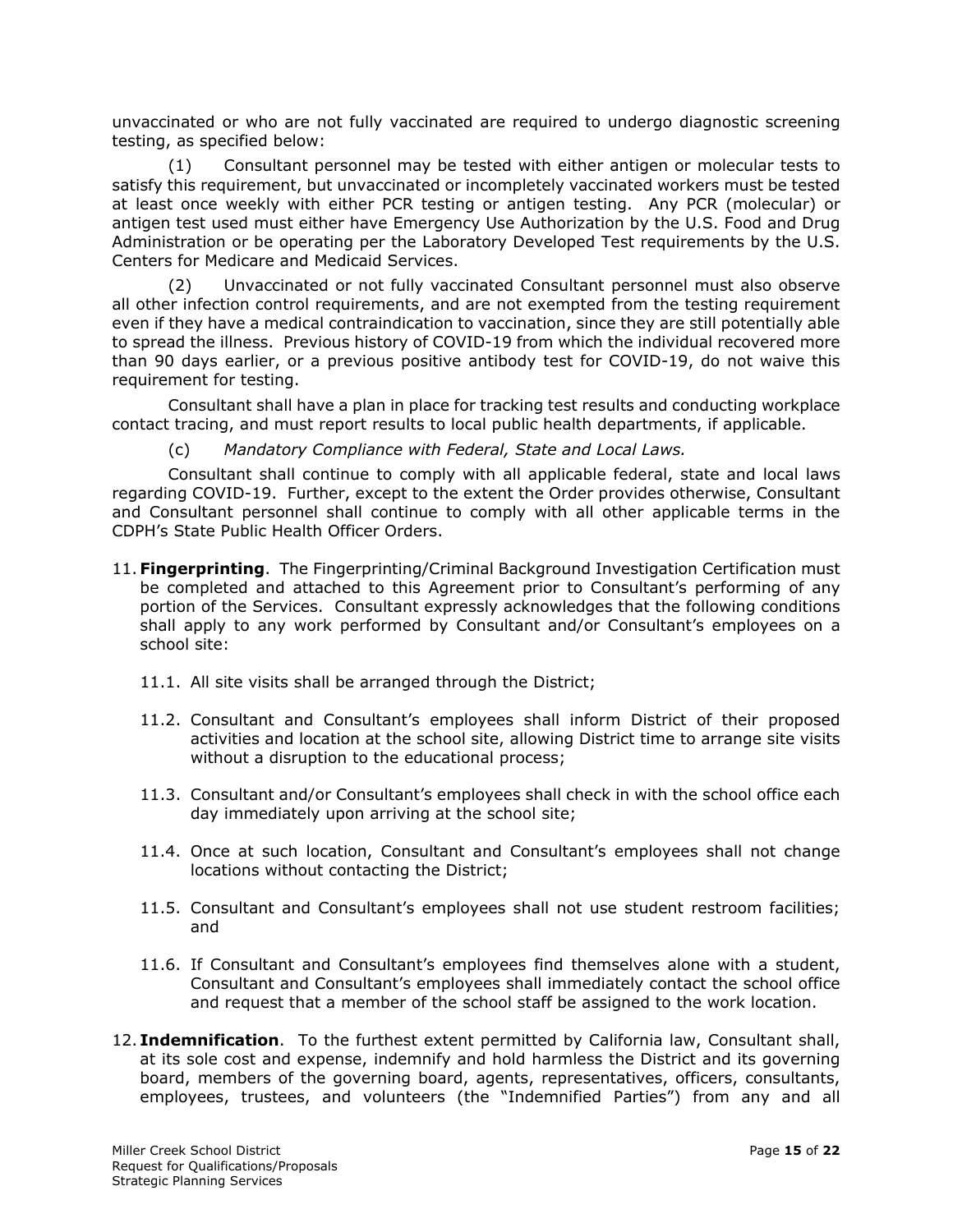unvaccinated or who are not fully vaccinated are required to undergo diagnostic screening testing, as specified below:

(1) Consultant personnel may be tested with either antigen or molecular tests to satisfy this requirement, but unvaccinated or incompletely vaccinated workers must be tested at least once weekly with either PCR testing or antigen testing. Any PCR (molecular) or antigen test used must either have Emergency Use Authorization by the U.S. Food and Drug Administration or be operating per the Laboratory Developed Test requirements by the U.S. Centers for Medicare and Medicaid Services.

(2) Unvaccinated or not fully vaccinated Consultant personnel must also observe all other infection control requirements, and are not exempted from the testing requirement even if they have a medical contraindication to vaccination, since they are still potentially able to spread the illness. Previous history of COVID-19 from which the individual recovered more than 90 days earlier, or a previous positive antibody test for COVID-19, do not waive this requirement for testing.

Consultant shall have a plan in place for tracking test results and conducting workplace contact tracing, and must report results to local public health departments, if applicable.

(c) *Mandatory Compliance with Federal, State and Local Laws.*

Consultant shall continue to comply with all applicable federal, state and local laws regarding COVID-19. Further, except to the extent the Order provides otherwise, Consultant and Consultant personnel shall continue to comply with all other applicable terms in the CDPH's State Public Health Officer Orders.

11. **Fingerprinting**. The Fingerprinting/Criminal Background Investigation Certification must be completed and attached to this Agreement prior to Consultant's performing of any portion of the Services. Consultant expressly acknowledges that the following conditions shall apply to any work performed by Consultant and/or Consultant's employees on a school site:

    11.1. All site visits shall be arranged through the District;

    11.2. Consultant and Consultant's employees shall inform District of their proposed activities and location at the school site, allowing District time to arrange site visits without a disruption to the educational process;

    11.3. Consultant and/or Consultant's employees shall check in with the school office each day immediately upon arriving at the school site;

    11.4. Once at such location, Consultant and Consultant's employees shall not change locations without contacting the District;

    11.5. Consultant and Consultant's employees shall not use student restroom facilities; and

    11.6. If Consultant and Consultant's employees find themselves alone with a student, Consultant and Consultant's employees shall immediately contact the school office and request that a member of the school staff be assigned to the work location.

12. **Indemnification**. To the furthest extent permitted by California law, Consultant shall, at its sole cost and expense, indemnify and hold harmless the District and its governing board, members of the governing board, agents, representatives, officers, consultants, employees, trustees, and volunteers (the "Indemnified Parties") from any and all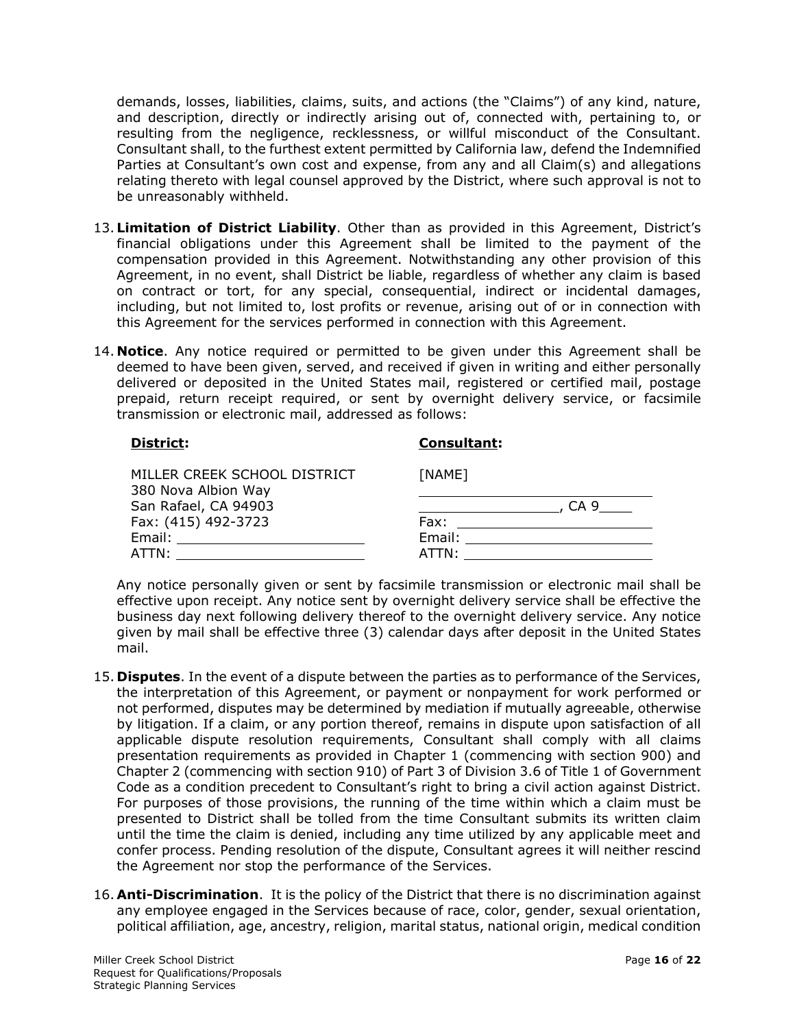demands, losses, liabilities, claims, suits, and actions (the "Claims") of any kind, nature, and description, directly or indirectly arising out of, connected with, pertaining to, or resulting from the negligence, recklessness, or willful misconduct of the Consultant. Consultant shall, to the furthest extent permitted by California law, defend the Indemnified Parties at Consultant's own cost and expense, from any and all Claim(s) and allegations relating thereto with legal counsel approved by the District, where such approval is not to be unreasonably withheld.

13. **Limitation of District Liability**. Other than as provided in this Agreement, District's financial obligations under this Agreement shall be limited to the payment of the compensation provided in this Agreement. Notwithstanding any other provision of this Agreement, in no event, shall District be liable, regardless of whether any claim is based on contract or tort, for any special, consequential, indirect or incidental damages, including, but not limited to, lost profits or revenue, arising out of or in connection with this Agreement for the services performed in connection with this Agreement.

14. **Notice**. Any notice required or permitted to be given under this Agreement shall be deemed to have been given, served, and received if given in writing and either personally delivered or deposited in the United States mail, registered or certified mail, postage prepaid, return receipt required, or sent by overnight delivery service, or facsimile transmission or electronic mail, addressed as follows:

| **District:** | **Consultant:** |
|---|---|
| MILLER CREEK SCHOOL DISTRICT | [NAME] |
| 380 Nova Albion Way | ______________________ |
| San Rafael, CA 94903 | ______________, CA 9____ |
| Fax: (415) 492-3723 | Fax: ______________ |
| Email: ______________ | Email: ______________ |
| ATTN: ______________ | ATTN: ______________ |

Any notice personally given or sent by facsimile transmission or electronic mail shall be effective upon receipt. Any notice sent by overnight delivery service shall be effective the business day next following delivery thereof to the overnight delivery service. Any notice given by mail shall be effective three (3) calendar days after deposit in the United States mail.

15. **Disputes**. In the event of a dispute between the parties as to performance of the Services, the interpretation of this Agreement, or payment or nonpayment for work performed or not performed, disputes may be determined by mediation if mutually agreeable, otherwise by litigation. If a claim, or any portion thereof, remains in dispute upon satisfaction of all applicable dispute resolution requirements, Consultant shall comply with all claims presentation requirements as provided in Chapter 1 (commencing with section 900) and Chapter 2 (commencing with section 910) of Part 3 of Division 3.6 of Title 1 of Government Code as a condition precedent to Consultant's right to bring a civil action against District. For purposes of those provisions, the running of the time within which a claim must be presented to District shall be tolled from the time Consultant submits its written claim until the time the claim is denied, including any time utilized by any applicable meet and confer process. Pending resolution of the dispute, Consultant agrees it will neither rescind the Agreement nor stop the performance of the Services.

16. **Anti-Discrimination**. It is the policy of the District that there is no discrimination against any employee engaged in the Services because of race, color, gender, sexual orientation, political affiliation, age, ancestry, religion, marital status, national origin, medical condition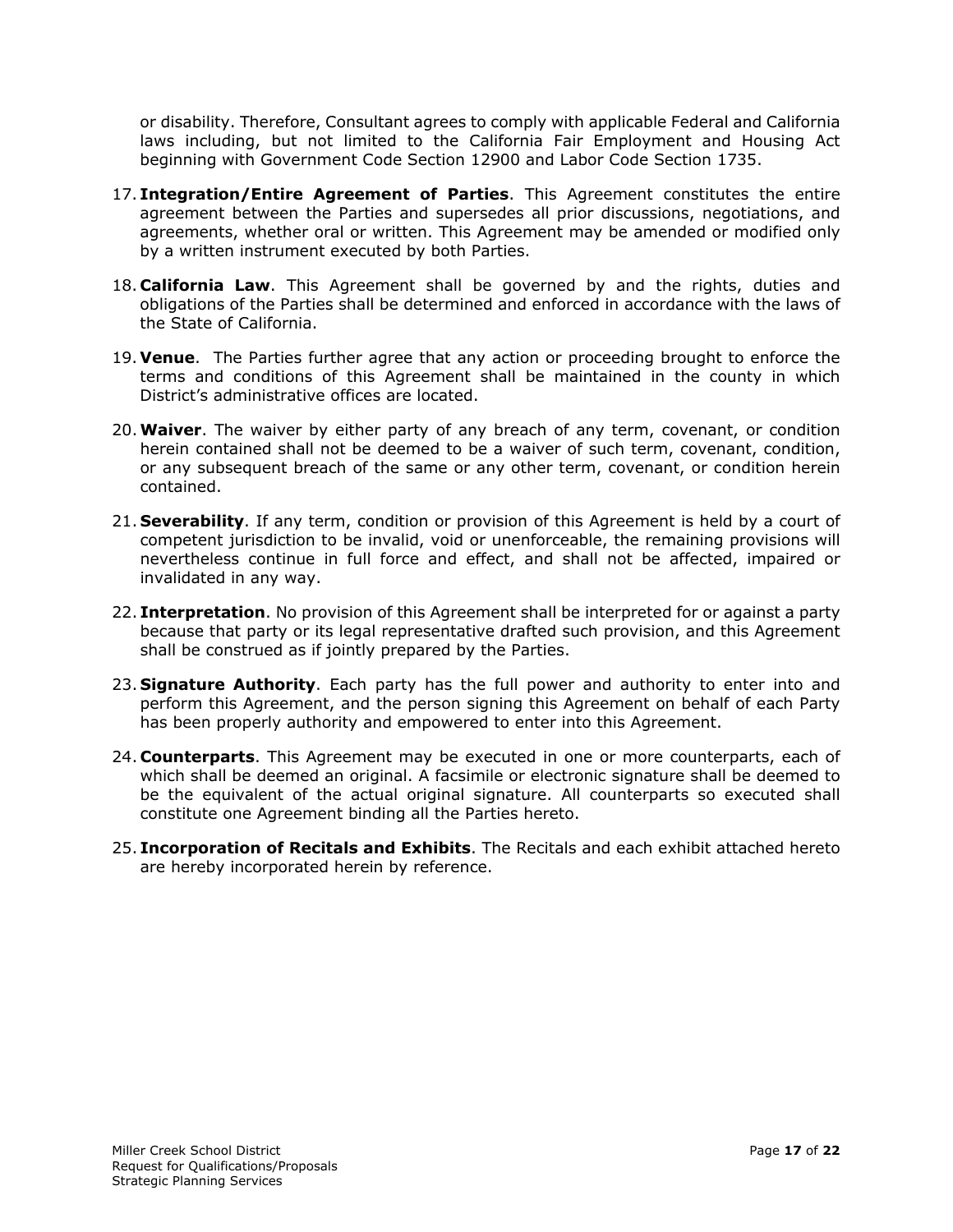or disability. Therefore, Consultant agrees to comply with applicable Federal and California laws including, but not limited to the California Fair Employment and Housing Act beginning with Government Code Section 12900 and Labor Code Section 1735.

17. **Integration/Entire Agreement of Parties**. This Agreement constitutes the entire agreement between the Parties and supersedes all prior discussions, negotiations, and agreements, whether oral or written. This Agreement may be amended or modified only by a written instrument executed by both Parties.

18. **California Law**. This Agreement shall be governed by and the rights, duties and obligations of the Parties shall be determined and enforced in accordance with the laws of the State of California.

19. **Venue**. The Parties further agree that any action or proceeding brought to enforce the terms and conditions of this Agreement shall be maintained in the county in which District's administrative offices are located.

20. **Waiver**. The waiver by either party of any breach of any term, covenant, or condition herein contained shall not be deemed to be a waiver of such term, covenant, condition, or any subsequent breach of the same or any other term, covenant, or condition herein contained.

21. **Severability**. If any term, condition or provision of this Agreement is held by a court of competent jurisdiction to be invalid, void or unenforceable, the remaining provisions will nevertheless continue in full force and effect, and shall not be affected, impaired or invalidated in any way.

22. **Interpretation**. No provision of this Agreement shall be interpreted for or against a party because that party or its legal representative drafted such provision, and this Agreement shall be construed as if jointly prepared by the Parties.

23. **Signature Authority**. Each party has the full power and authority to enter into and perform this Agreement, and the person signing this Agreement on behalf of each Party has been properly authority and empowered to enter into this Agreement.

24. **Counterparts**. This Agreement may be executed in one or more counterparts, each of which shall be deemed an original. A facsimile or electronic signature shall be deemed to be the equivalent of the actual original signature. All counterparts so executed shall constitute one Agreement binding all the Parties hereto.

25. **Incorporation of Recitals and Exhibits**. The Recitals and each exhibit attached hereto are hereby incorporated herein by reference.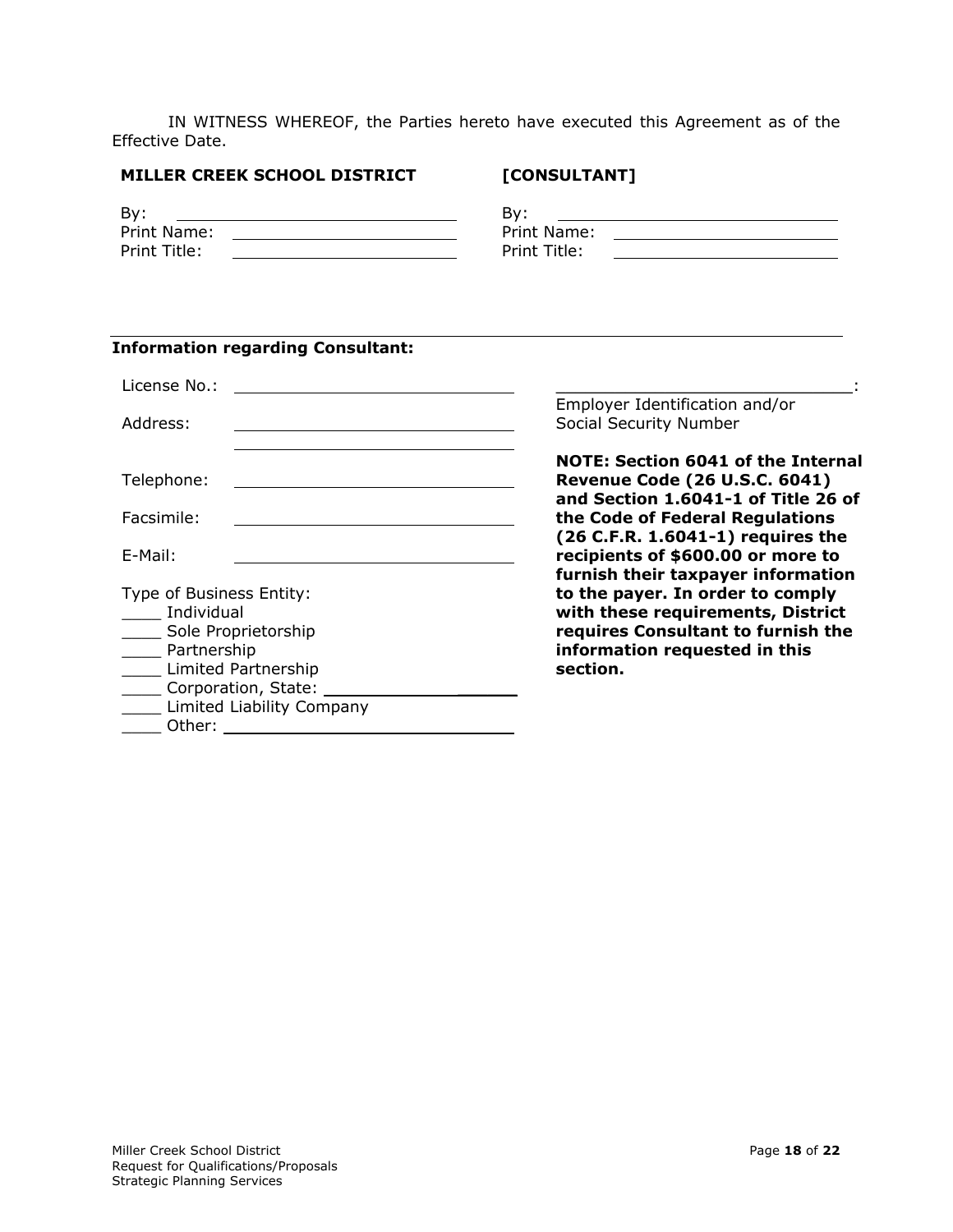IN WITNESS WHEREOF, the Parties hereto have executed this Agreement as of the Effective Date.

| **MILLER CREEK SCHOOL DISTRICT** | **[CONSULTANT]** |
| --- | --- |
| By: ______________________________ | By: ______________________________ |
| Print Name: ______________________ | Print Name: ______________________ |
| Print Title: ______________________ | Print Title: ______________________ |

---

**Information regarding Consultant:**

License No.: ______________________________

Address: ______________________________

______________________________

Telephone: ______________________________

Facsimile: ______________________________

E-Mail: ______________________________

Type of Business Entity:

____ Individual
____ Sole Proprietorship
____ Partnership
____ Limited Partnership
____ Corporation, State: ____________________
____ Limited Liability Company
____ Other: ______________________________

______________________________:
Employer Identification and/or Social Security Number

**NOTE: Section 6041 of the Internal Revenue Code (26 U.S.C. 6041) and Section 1.6041-1 of Title 26 of the Code of Federal Regulations (26 C.F.R. 1.6041-1) requires the recipients of $600.00 or more to furnish their taxpayer information to the payer. In order to comply with these requirements, District requires Consultant to furnish the information requested in this section.**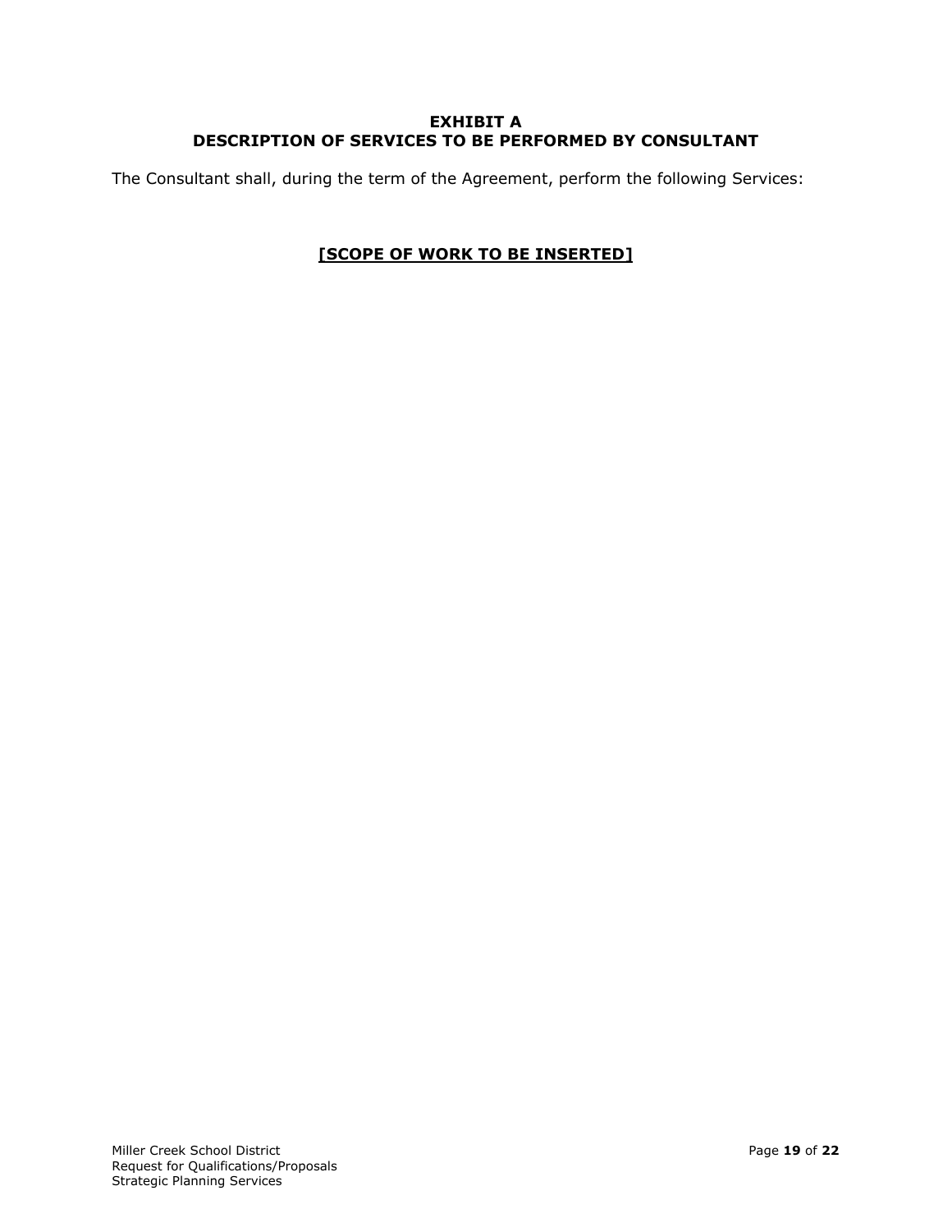## EXHIBIT A
## DESCRIPTION OF SERVICES TO BE PERFORMED BY CONSULTANT

The Consultant shall, during the term of the Agreement, perform the following Services:

**[SCOPE OF WORK TO BE INSERTED]**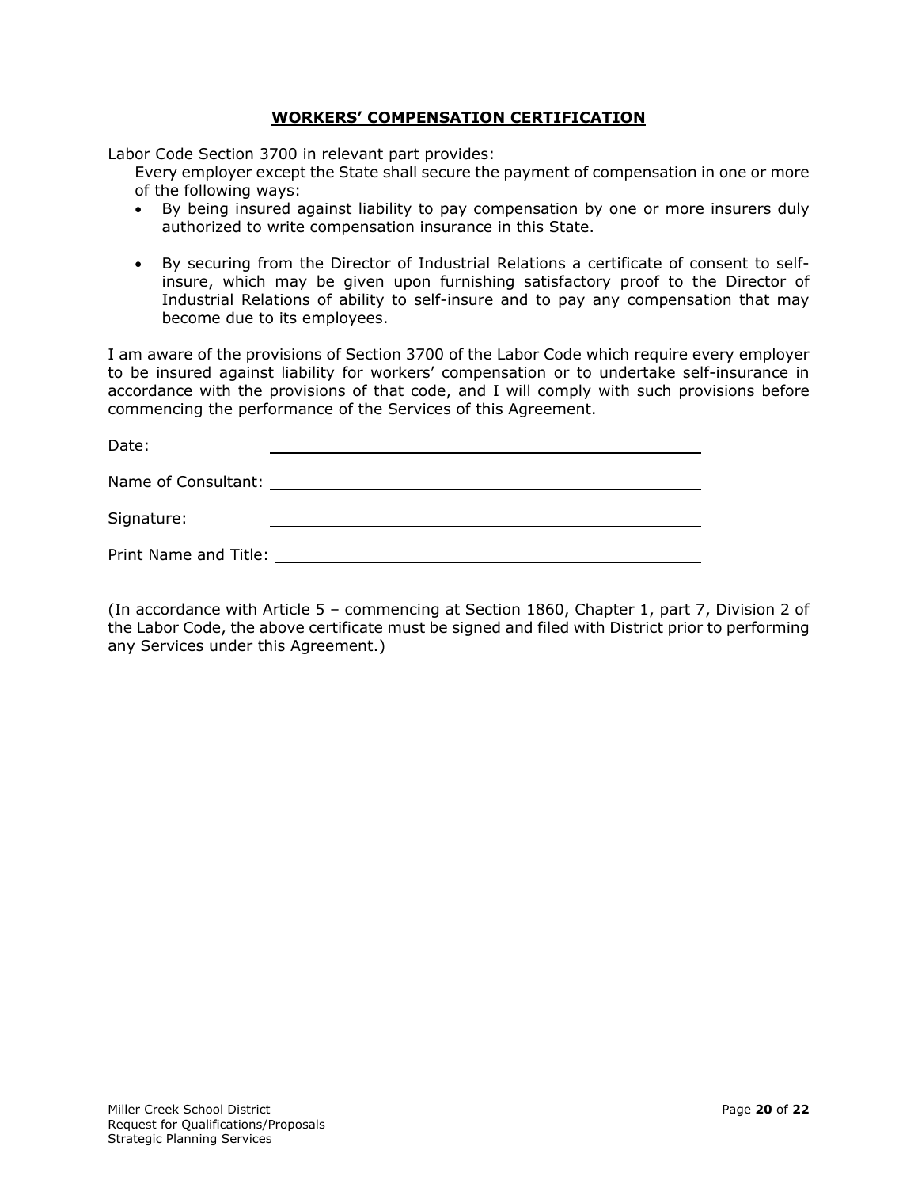## **WORKERS' COMPENSATION CERTIFICATION**

Labor Code Section 3700 in relevant part provides:

Every employer except the State shall secure the payment of compensation in one or more of the following ways:

- By being insured against liability to pay compensation by one or more insurers duly authorized to write compensation insurance in this State.
- By securing from the Director of Industrial Relations a certificate of consent to self-insure, which may be given upon furnishing satisfactory proof to the Director of Industrial Relations of ability to self-insure and to pay any compensation that may become due to its employees.

I am aware of the provisions of Section 3700 of the Labor Code which require every employer to be insured against liability for workers' compensation or to undertake self-insurance in accordance with the provisions of that code, and I will comply with such provisions before commencing the performance of the Services of this Agreement.

Date: ______________________________

Name of Consultant: ______________________________

Signature: ______________________________

Print Name and Title: ______________________________

(In accordance with Article 5 – commencing at Section 1860, Chapter 1, part 7, Division 2 of the Labor Code, the above certificate must be signed and filed with District prior to performing any Services under this Agreement.)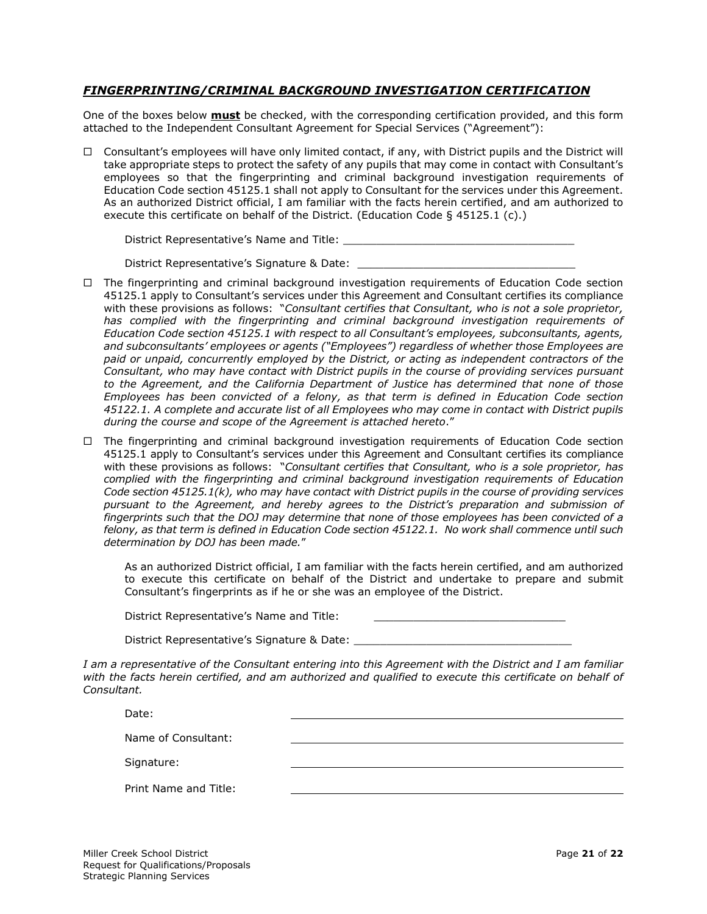## *FINGERPRINTING/CRIMINAL BACKGROUND INVESTIGATION CERTIFICATION*

One of the boxes below **must** be checked, with the corresponding certification provided, and this form attached to the Independent Consultant Agreement for Special Services ("Agreement"):

☐ Consultant's employees will have only limited contact, if any, with District pupils and the District will take appropriate steps to protect the safety of any pupils that may come in contact with Consultant's employees so that the fingerprinting and criminal background investigation requirements of Education Code section 45125.1 shall not apply to Consultant for the services under this Agreement. As an authorized District official, I am familiar with the facts herein certified, and am authorized to execute this certificate on behalf of the District. (Education Code § 45125.1 (c).)

District Representative's Name and Title: ___________________________________

District Representative's Signature & Date: _________________________________

☐ The fingerprinting and criminal background investigation requirements of Education Code section 45125.1 apply to Consultant's services under this Agreement and Consultant certifies its compliance with these provisions as follows: "*Consultant certifies that Consultant, who is not a sole proprietor, has complied with the fingerprinting and criminal background investigation requirements of Education Code section 45125.1 with respect to all Consultant's employees, subconsultants, agents, and subconsultants' employees or agents ("Employees") regardless of whether those Employees are paid or unpaid, concurrently employed by the District, or acting as independent contractors of the Consultant, who may have contact with District pupils in the course of providing services pursuant to the Agreement, and the California Department of Justice has determined that none of those Employees has been convicted of a felony, as that term is defined in Education Code section 45122.1. A complete and accurate list of all Employees who may come in contact with District pupils during the course and scope of the Agreement is attached hereto*."

☐ The fingerprinting and criminal background investigation requirements of Education Code section 45125.1 apply to Consultant's services under this Agreement and Consultant certifies its compliance with these provisions as follows: "*Consultant certifies that Consultant, who is a sole proprietor, has complied with the fingerprinting and criminal background investigation requirements of Education Code section 45125.1(k), who may have contact with District pupils in the course of providing services pursuant to the Agreement, and hereby agrees to the District's preparation and submission of fingerprints such that the DOJ may determine that none of those employees has been convicted of a felony, as that term is defined in Education Code section 45122.1. No work shall commence until such determination by DOJ has been made.*"

As an authorized District official, I am familiar with the facts herein certified, and am authorized to execute this certificate on behalf of the District and undertake to prepare and submit Consultant's fingerprints as if he or she was an employee of the District.

District Representative's Name and Title: _____________________________

District Representative's Signature & Date: _________________________________

*I am a representative of the Consultant entering into this Agreement with the District and I am familiar with the facts herein certified, and am authorized and qualified to execute this certificate on behalf of Consultant.*

Date: ______________________________________________

Name of Consultant: ______________________________________________

Signature: ______________________________________________

Print Name and Title: ______________________________________________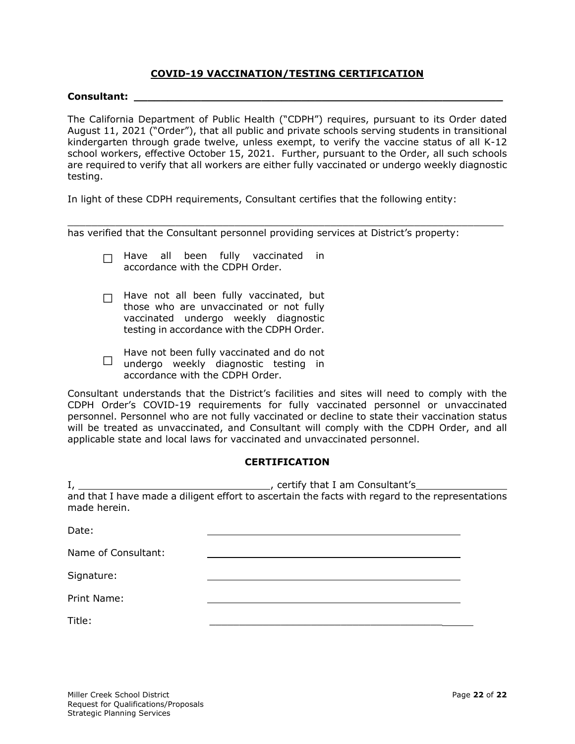## COVID-19 VACCINATION/TESTING CERTIFICATION

**Consultant: \_\_\_\_\_\_\_\_\_\_\_\_\_\_\_\_\_\_\_\_\_\_\_\_\_\_\_\_\_\_\_\_\_\_\_\_\_\_\_\_\_\_\_\_\_\_\_\_\_\_\_\_\_\_\_\_**

The California Department of Public Health ("CDPH") requires, pursuant to its Order dated August 11, 2021 ("Order"), that all public and private schools serving students in transitional kindergarten through grade twelve, unless exempt, to verify the vaccine status of all K-12 school workers, effective October 15, 2021. Further, pursuant to the Order, all such schools are required to verify that all workers are either fully vaccinated or undergo weekly diagnostic testing.

In light of these CDPH requirements, Consultant certifies that the following entity:

\_\_\_\_\_\_\_\_\_\_\_\_\_\_\_\_\_\_\_\_\_\_\_\_\_\_\_\_\_\_\_\_\_\_\_\_\_\_\_\_\_\_\_\_\_\_\_\_\_\_\_\_\_\_\_\_\_\_\_\_\_\_\_\_\_\_\_\_\_\_\_\_\_\_

has verified that the Consultant personnel providing services at District's property:

- ☐ Have all been fully vaccinated in accordance with the CDPH Order.
- ☐ Have not all been fully vaccinated, but those who are unvaccinated or not fully vaccinated undergo weekly diagnostic testing in accordance with the CDPH Order.
- ☐ Have not been fully vaccinated and do not undergo weekly diagnostic testing in accordance with the CDPH Order.

Consultant understands that the District's facilities and sites will need to comply with the CDPH Order's COVID-19 requirements for fully vaccinated personnel or unvaccinated personnel. Personnel who are not fully vaccinated or decline to state their vaccination status will be treated as unvaccinated, and Consultant will comply with the CDPH Order, and all applicable state and local laws for vaccinated and unvaccinated personnel.

### CERTIFICATION

I, \_\_\_\_\_\_\_\_\_\_\_\_\_\_\_\_\_\_\_\_\_\_\_\_\_\_\_\_\_\_\_\_, certify that I am Consultant's\_\_\_\_\_\_\_\_\_\_\_\_\_\_\_\_ and that I have made a diligent effort to ascertain the facts with regard to the representations made herein.

Date: \_\_\_\_\_\_\_\_\_\_\_\_\_\_\_\_\_\_\_\_\_\_\_\_\_\_\_\_\_\_\_\_\_\_\_\_\_\_\_\_

Name of Consultant: \_\_\_\_\_\_\_\_\_\_\_\_\_\_\_\_\_\_\_\_\_\_\_\_\_\_\_\_\_\_\_\_\_\_\_\_\_\_\_\_

Signature: \_\_\_\_\_\_\_\_\_\_\_\_\_\_\_\_\_\_\_\_\_\_\_\_\_\_\_\_\_\_\_\_\_\_\_\_\_\_\_\_

Print Name: \_\_\_\_\_\_\_\_\_\_\_\_\_\_\_\_\_\_\_\_\_\_\_\_\_\_\_\_\_\_\_\_\_\_\_\_\_\_\_\_

Title: \_\_\_\_\_\_\_\_\_\_\_\_\_\_\_\_\_\_\_\_\_\_\_\_\_\_\_\_\_\_\_\_\_\_\_\_\_\_\_\_